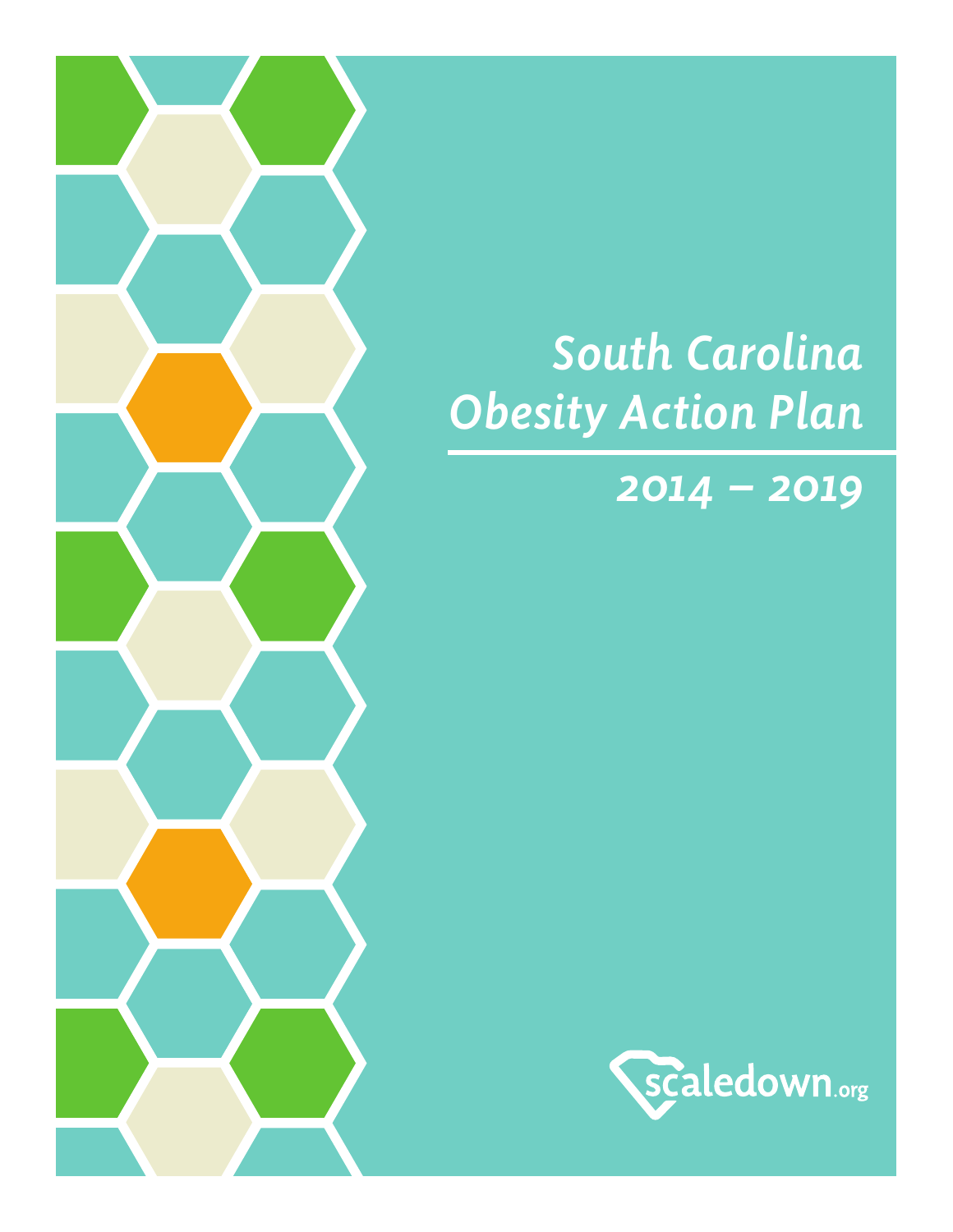# South Carolina Obesity Action Plan

## 2014 – 2019

scaledown.org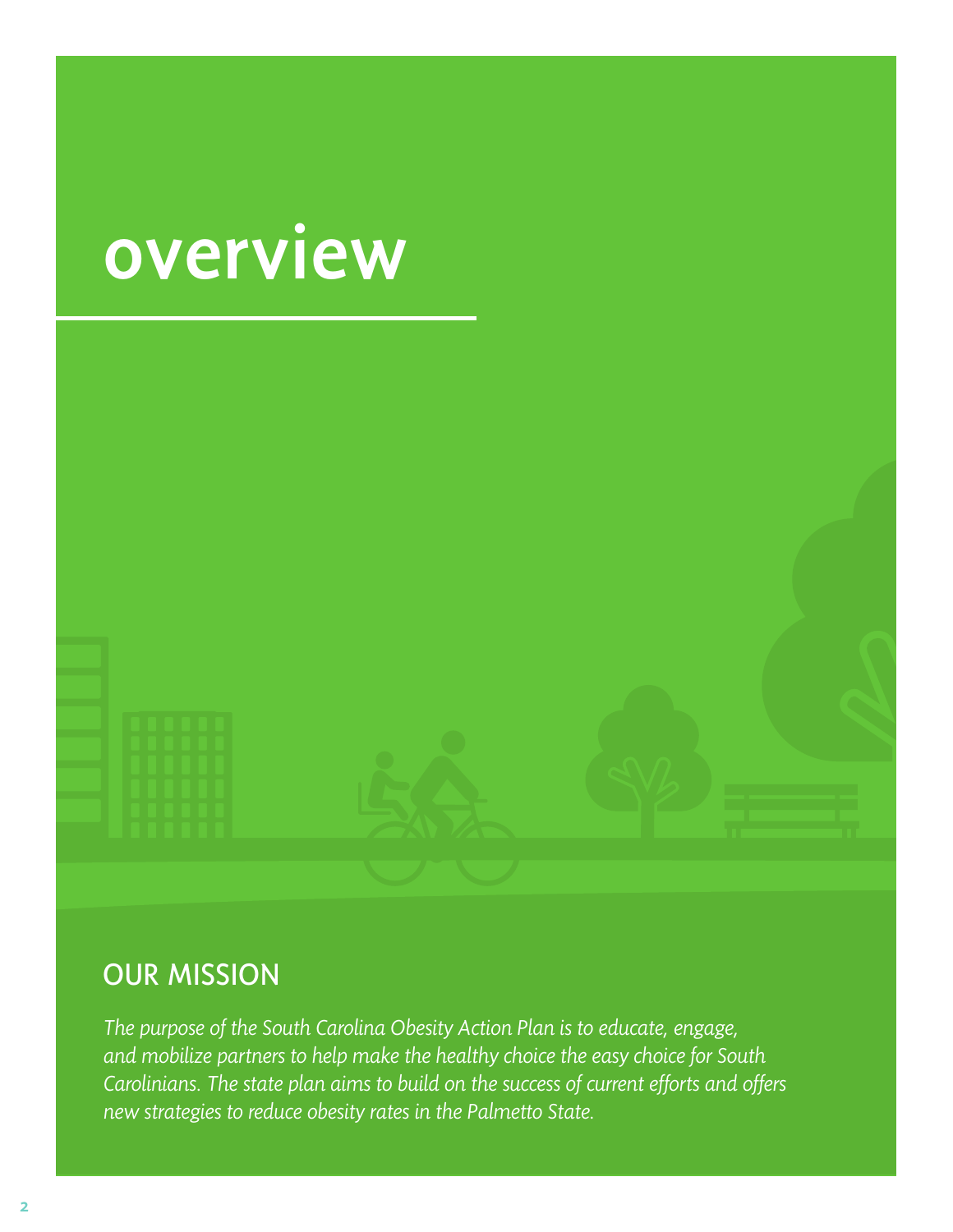# overview

## OUR MISSION

*The purpose of the South Carolina Obesity Action Plan is to educate, engage, and mobilize partners to help make the healthy choice the easy choice for South Carolinians. The state plan aims to build on the success of current efforts and offers new strategies to reduce obesity rates in the Palmetto State.*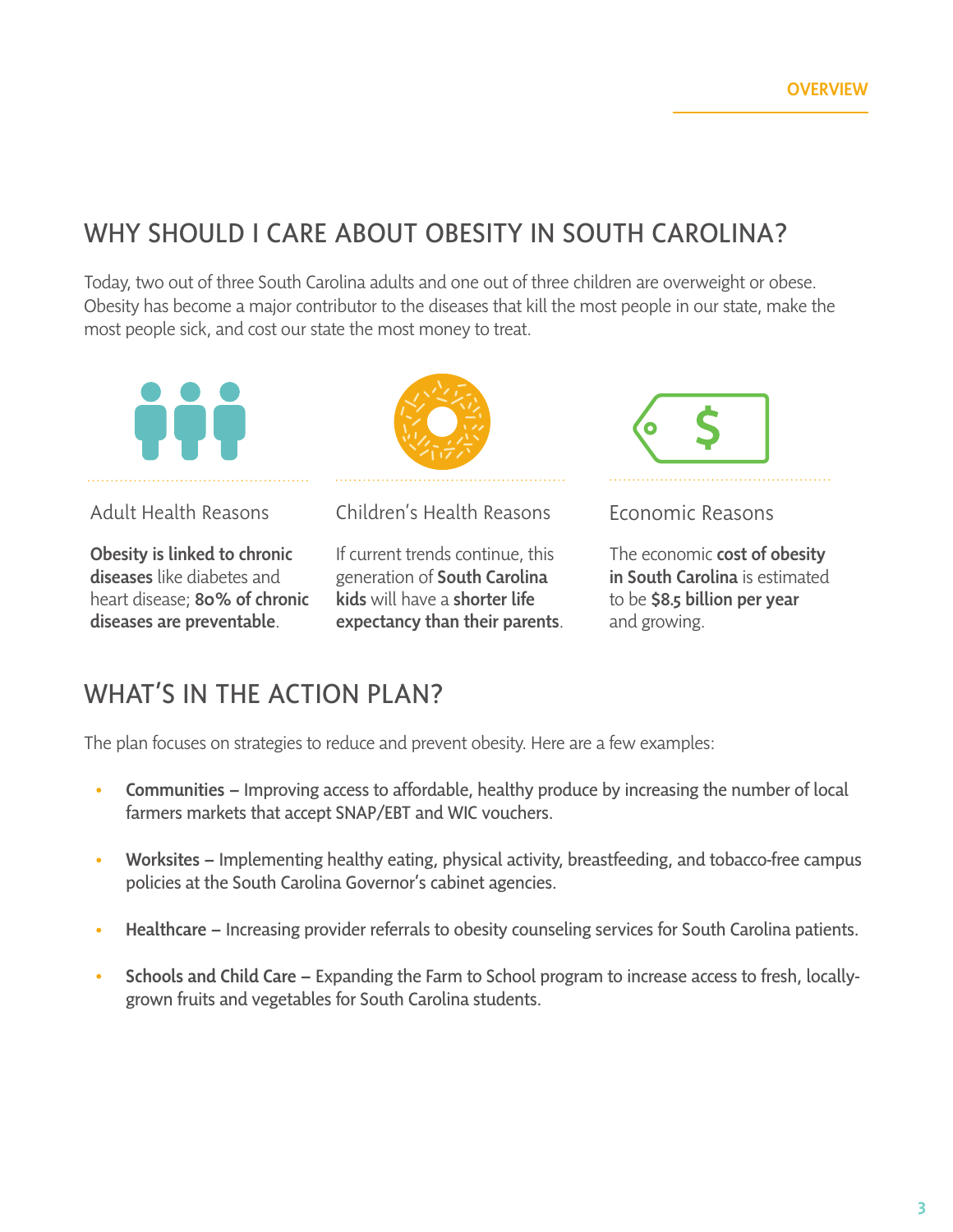## WHY SHOULD I CARE ABOUT OBESITY IN SOUTH CAROLINA?

Today, two out of three South Carolina adults and one out of three children are overweight or obese. Obesity has become a major contributor to the diseases that kill the most people in our state, make the most people sick, and cost our state the most money to treat.

### Adult Health Reasons

**Obesity is linked to chronic diseases** like diabetes and heart disease; **80% of chronic diseases are preventable**.

### Children's Health Reasons

If current trends continue, this generation of **South Carolina kids** will have a **shorter life expectancy than their parents**.

### Economic Reasons

The economic **cost of obesity in South Carolina** is estimated to be **$8.5 billion per year** and growing.

## WHAT'S IN THE ACTION PLAN?

The plan focuses on strategies to reduce and prevent obesity. Here are a few examples:

- **Communities –** Improving access to affordable, healthy produce by increasing the number of local farmers markets that accept SNAP/EBT and WIC vouchers.
- **Worksites –** Implementing healthy eating, physical activity, breastfeeding, and tobacco-free campus policies at the South Carolina Governor's cabinet agencies.
- **Healthcare –** Increasing provider referrals to obesity counseling services for South Carolina patients.
- **Schools and Child Care –** Expanding the Farm to School program to increase access to fresh, locally-grown fruits and vegetables for South Carolina students.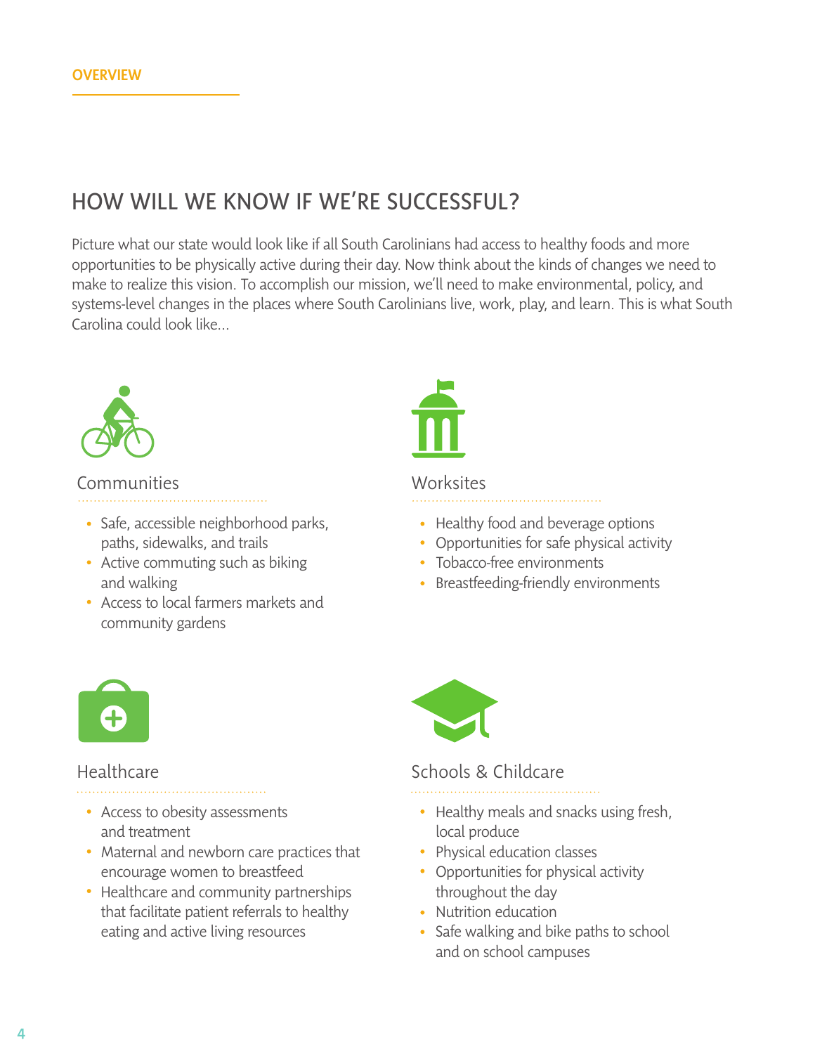OVERVIEW

## HOW WILL WE KNOW IF WE'RE SUCCESSFUL?

Picture what our state would look like if all South Carolinians had access to healthy foods and more opportunities to be physically active during their day. Now think about the kinds of changes we need to make to realize this vision. To accomplish our mission, we'll need to make environmental, policy, and systems-level changes in the places where South Carolinians live, work, play, and learn. This is what South Carolina could look like...

### Communities

- Safe, accessible neighborhood parks, paths, sidewalks, and trails
- Active commuting such as biking and walking
- Access to local farmers markets and community gardens

### Worksites

- Healthy food and beverage options
- Opportunities for safe physical activity
- Tobacco-free environments
- Breastfeeding-friendly environments

### Healthcare

- Access to obesity assessments and treatment
- Maternal and newborn care practices that encourage women to breastfeed
- Healthcare and community partnerships that facilitate patient referrals to healthy eating and active living resources

### Schools & Childcare

- Healthy meals and snacks using fresh, local produce
- Physical education classes
- Opportunities for physical activity throughout the day
- Nutrition education
- Safe walking and bike paths to school and on school campuses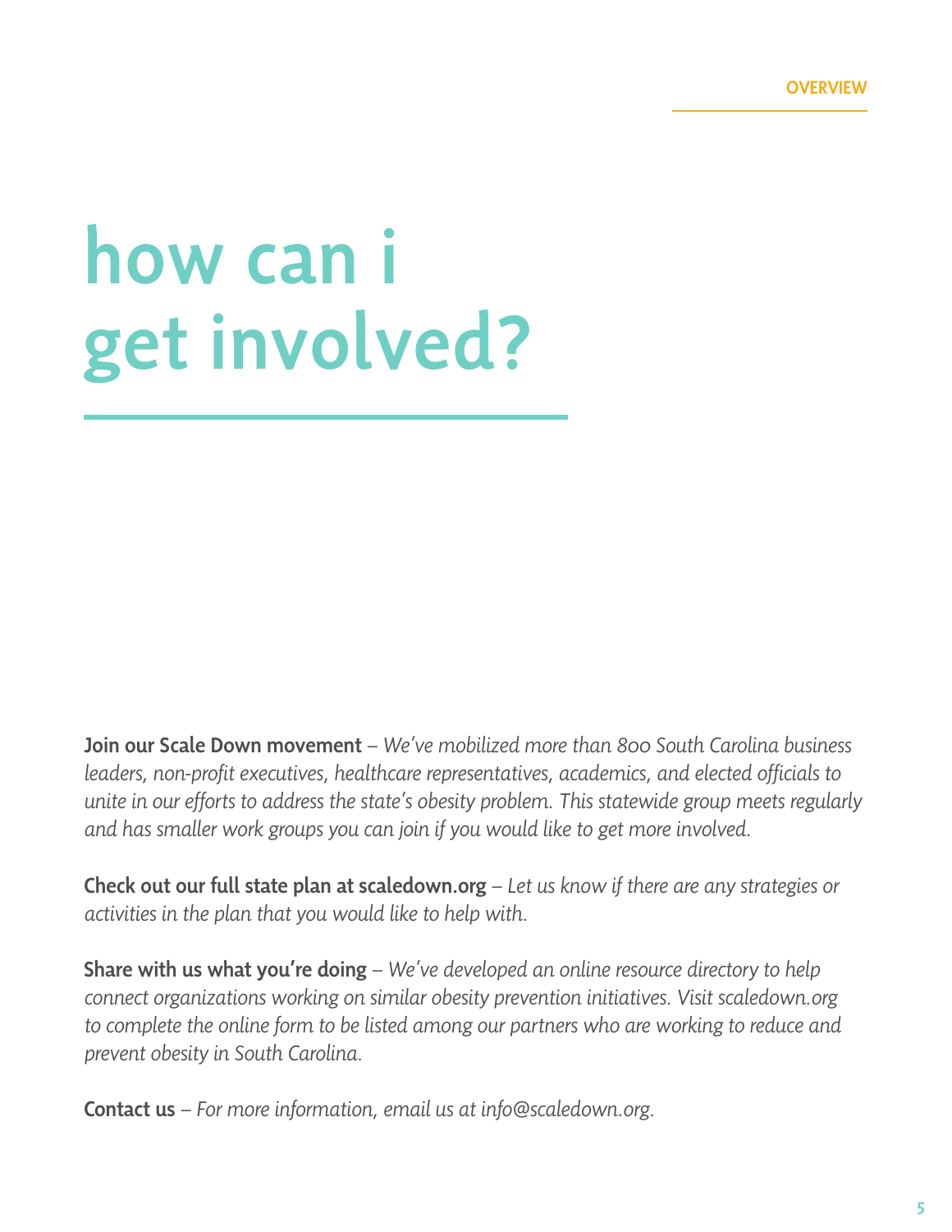# how can i get involved?

**Join our Scale Down movement** – *We've mobilized more than 800 South Carolina business leaders, non-profit executives, healthcare representatives, academics, and elected officials to unite in our efforts to address the state's obesity problem. This statewide group meets regularly and has smaller work groups you can join if you would like to get more involved.*

**Check out our full state plan at scaledown.org** – *Let us know if there are any strategies or activities in the plan that you would like to help with.*

**Share with us what you're doing** – *We've developed an online resource directory to help connect organizations working on similar obesity prevention initiatives. Visit scaledown.org to complete the online form to be listed among our partners who are working to reduce and prevent obesity in South Carolina.*

**Contact us** – *For more information, email us at info@scaledown.org.*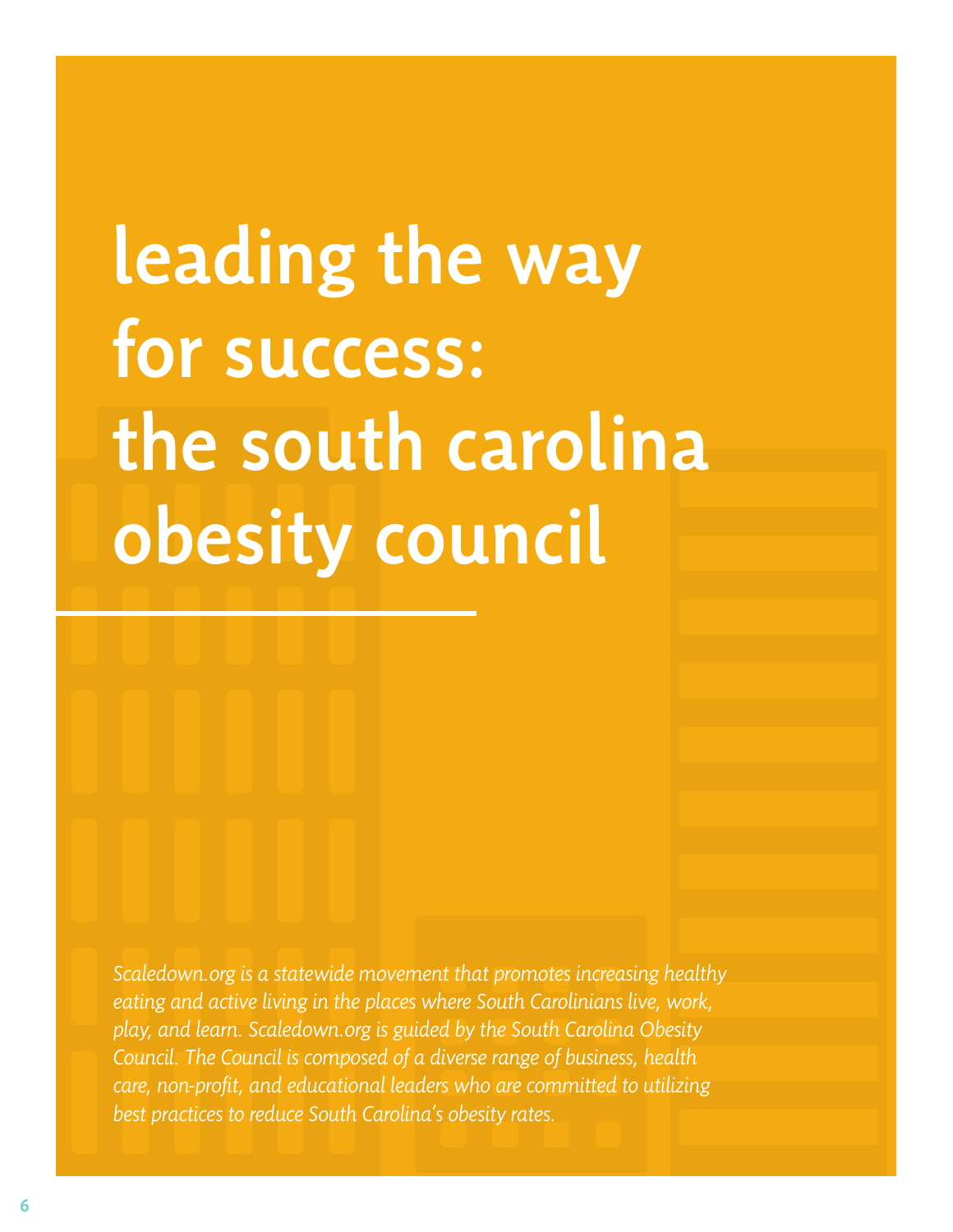# leading the way for success: the south carolina obesity council

*Scaledown.org is a statewide movement that promotes increasing healthy eating and active living in the places where South Carolinians live, work, play, and learn. Scaledown.org is guided by the South Carolina Obesity Council. The Council is composed of a diverse range of business, health care, non-profit, and educational leaders who are committed to utilizing best practices to reduce South Carolina's obesity rates.*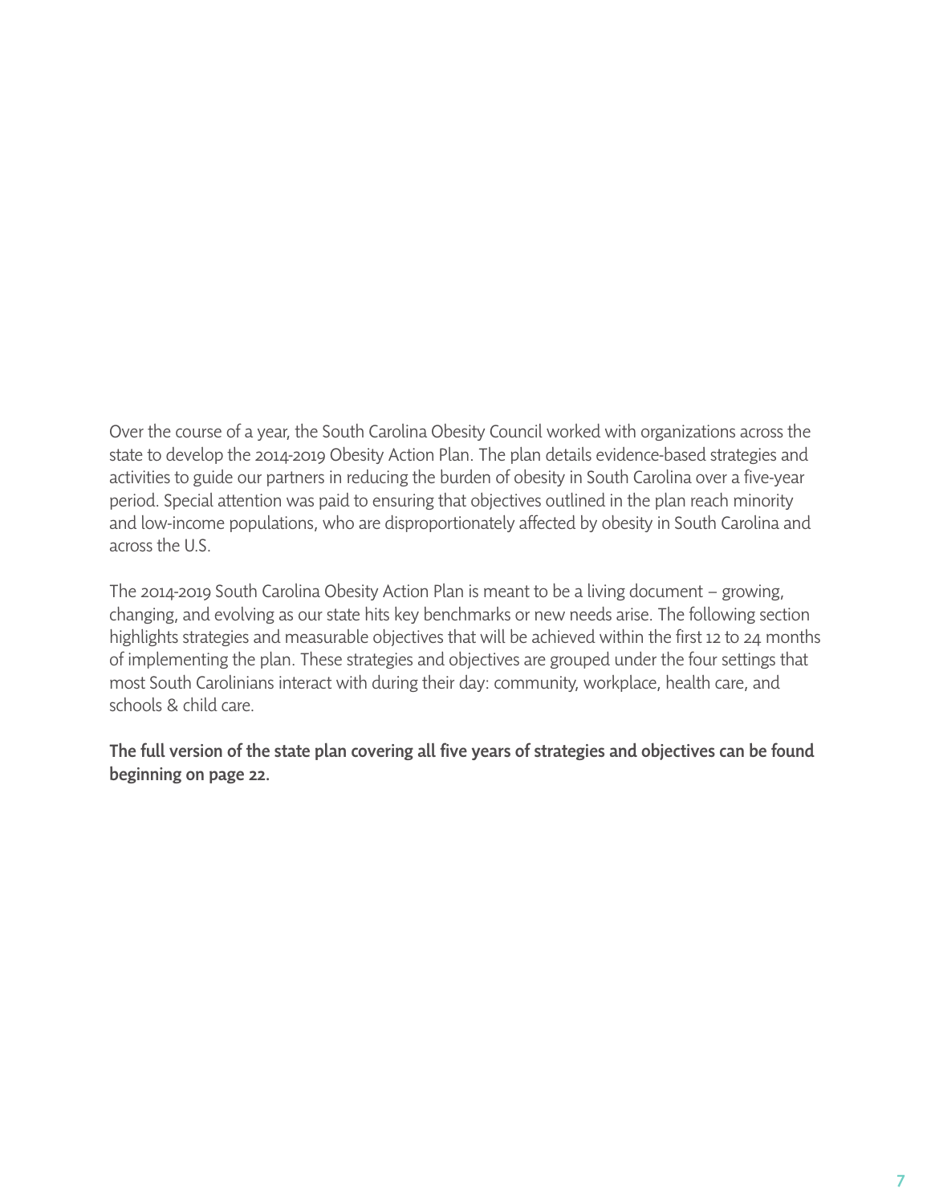Over the course of a year, the South Carolina Obesity Council worked with organizations across the state to develop the 2014-2019 Obesity Action Plan. The plan details evidence-based strategies and activities to guide our partners in reducing the burden of obesity in South Carolina over a five-year period. Special attention was paid to ensuring that objectives outlined in the plan reach minority and low-income populations, who are disproportionately affected by obesity in South Carolina and across the U.S.

The 2014-2019 South Carolina Obesity Action Plan is meant to be a living document – growing, changing, and evolving as our state hits key benchmarks or new needs arise. The following section highlights strategies and measurable objectives that will be achieved within the first 12 to 24 months of implementing the plan. These strategies and objectives are grouped under the four settings that most South Carolinians interact with during their day: community, workplace, health care, and schools & child care.

**The full version of the state plan covering all five years of strategies and objectives can be found beginning on page 22.**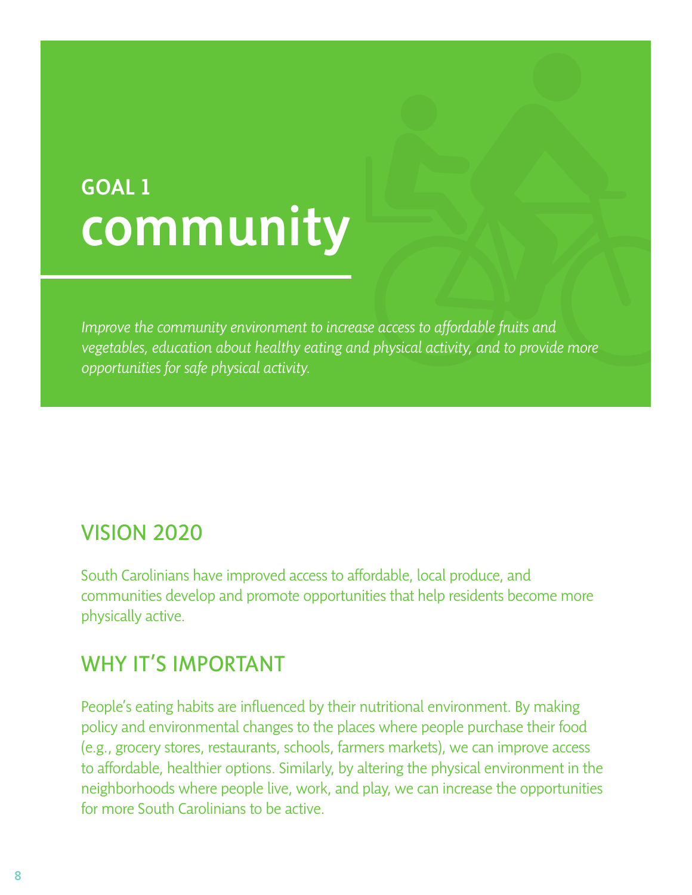# GOAL 1
# community

*Improve the community environment to increase access to affordable fruits and vegetables, education about healthy eating and physical activity, and to provide more opportunities for safe physical activity.*

## VISION 2020

South Carolinians have improved access to affordable, local produce, and communities develop and promote opportunities that help residents become more physically active.

## WHY IT'S IMPORTANT

People's eating habits are influenced by their nutritional environment. By making policy and environmental changes to the places where people purchase their food (e.g., grocery stores, restaurants, schools, farmers markets), we can improve access to affordable, healthier options. Similarly, by altering the physical environment in the neighborhoods where people live, work, and play, we can increase the opportunities for more South Carolinians to be active.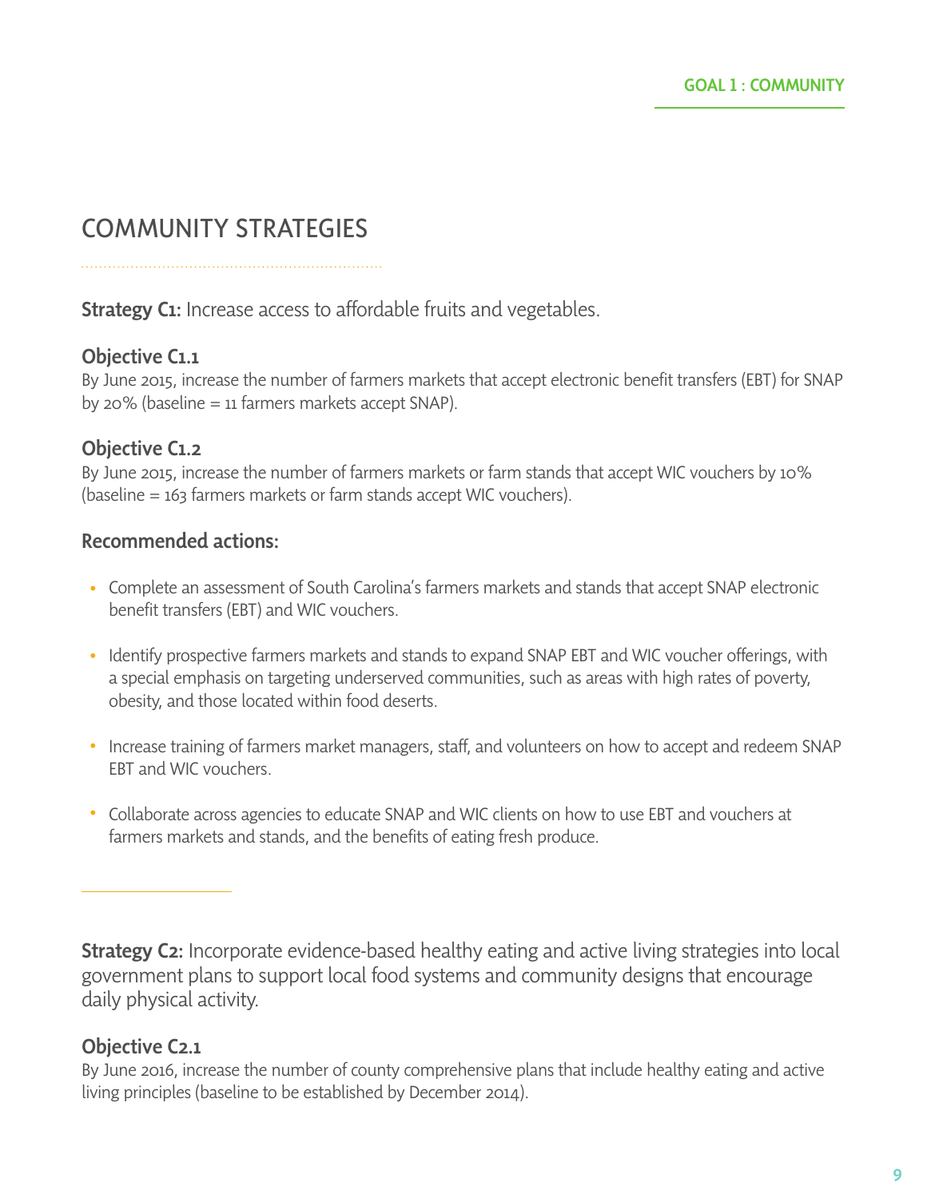## COMMUNITY STRATEGIES

**Strategy C1:** Increase access to affordable fruits and vegetables.

### Objective C1.1

By June 2015, increase the number of farmers markets that accept electronic benefit transfers (EBT) for SNAP by 20% (baseline = 11 farmers markets accept SNAP).

### Objective C1.2

By June 2015, increase the number of farmers markets or farm stands that accept WIC vouchers by 10% (baseline = 163 farmers markets or farm stands accept WIC vouchers).

### Recommended actions:

- Complete an assessment of South Carolina's farmers markets and stands that accept SNAP electronic benefit transfers (EBT) and WIC vouchers.
- Identify prospective farmers markets and stands to expand SNAP EBT and WIC voucher offerings, with a special emphasis on targeting underserved communities, such as areas with high rates of poverty, obesity, and those located within food deserts.
- Increase training of farmers market managers, staff, and volunteers on how to accept and redeem SNAP EBT and WIC vouchers.
- Collaborate across agencies to educate SNAP and WIC clients on how to use EBT and vouchers at farmers markets and stands, and the benefits of eating fresh produce.

**Strategy C2:** Incorporate evidence-based healthy eating and active living strategies into local government plans to support local food systems and community designs that encourage daily physical activity.

### Objective C2.1

By June 2016, increase the number of county comprehensive plans that include healthy eating and active living principles (baseline to be established by December 2014).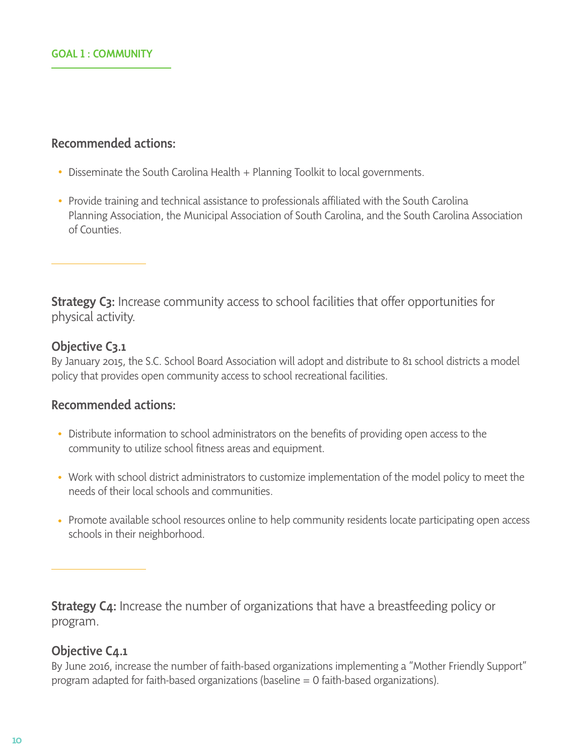## GOAL 1 : COMMUNITY

**Recommended actions:**

- Disseminate the South Carolina Health + Planning Toolkit to local governments.
- Provide training and technical assistance to professionals affiliated with the South Carolina Planning Association, the Municipal Association of South Carolina, and the South Carolina Association of Counties.

---

**Strategy C3:** Increase community access to school facilities that offer opportunities for physical activity.

### Objective C3.1

By January 2015, the S.C. School Board Association will adopt and distribute to 81 school districts a model policy that provides open community access to school recreational facilities.

**Recommended actions:**

- Distribute information to school administrators on the benefits of providing open access to the community to utilize school fitness areas and equipment.
- Work with school district administrators to customize implementation of the model policy to meet the needs of their local schools and communities.
- Promote available school resources online to help community residents locate participating open access schools in their neighborhood.

---

**Strategy C4:** Increase the number of organizations that have a breastfeeding policy or program.

### Objective C4.1

By June 2016, increase the number of faith-based organizations implementing a "Mother Friendly Support" program adapted for faith-based organizations (baseline = 0 faith-based organizations).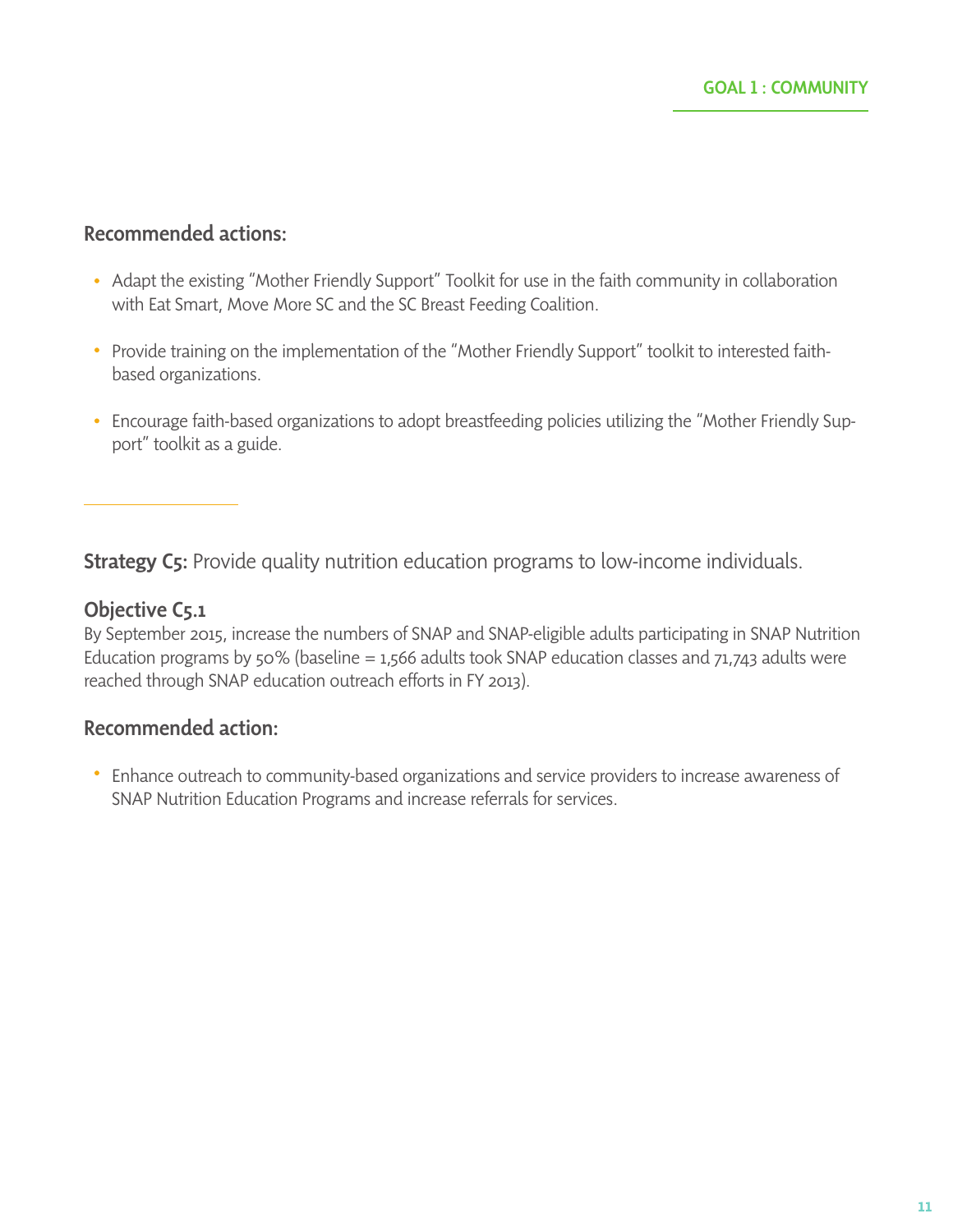### Recommended actions:

- Adapt the existing "Mother Friendly Support" Toolkit for use in the faith community in collaboration with Eat Smart, Move More SC and the SC Breast Feeding Coalition.
- Provide training on the implementation of the "Mother Friendly Support" toolkit to interested faith-based organizations.
- Encourage faith-based organizations to adopt breastfeeding policies utilizing the "Mother Friendly Support" toolkit as a guide.

---

**Strategy C5:** Provide quality nutrition education programs to low-income individuals.

### Objective C5.1

By September 2015, increase the numbers of SNAP and SNAP-eligible adults participating in SNAP Nutrition Education programs by 50% (baseline = 1,566 adults took SNAP education classes and 71,743 adults were reached through SNAP education outreach efforts in FY 2013).

### Recommended action:

- Enhance outreach to community-based organizations and service providers to increase awareness of SNAP Nutrition Education Programs and increase referrals for services.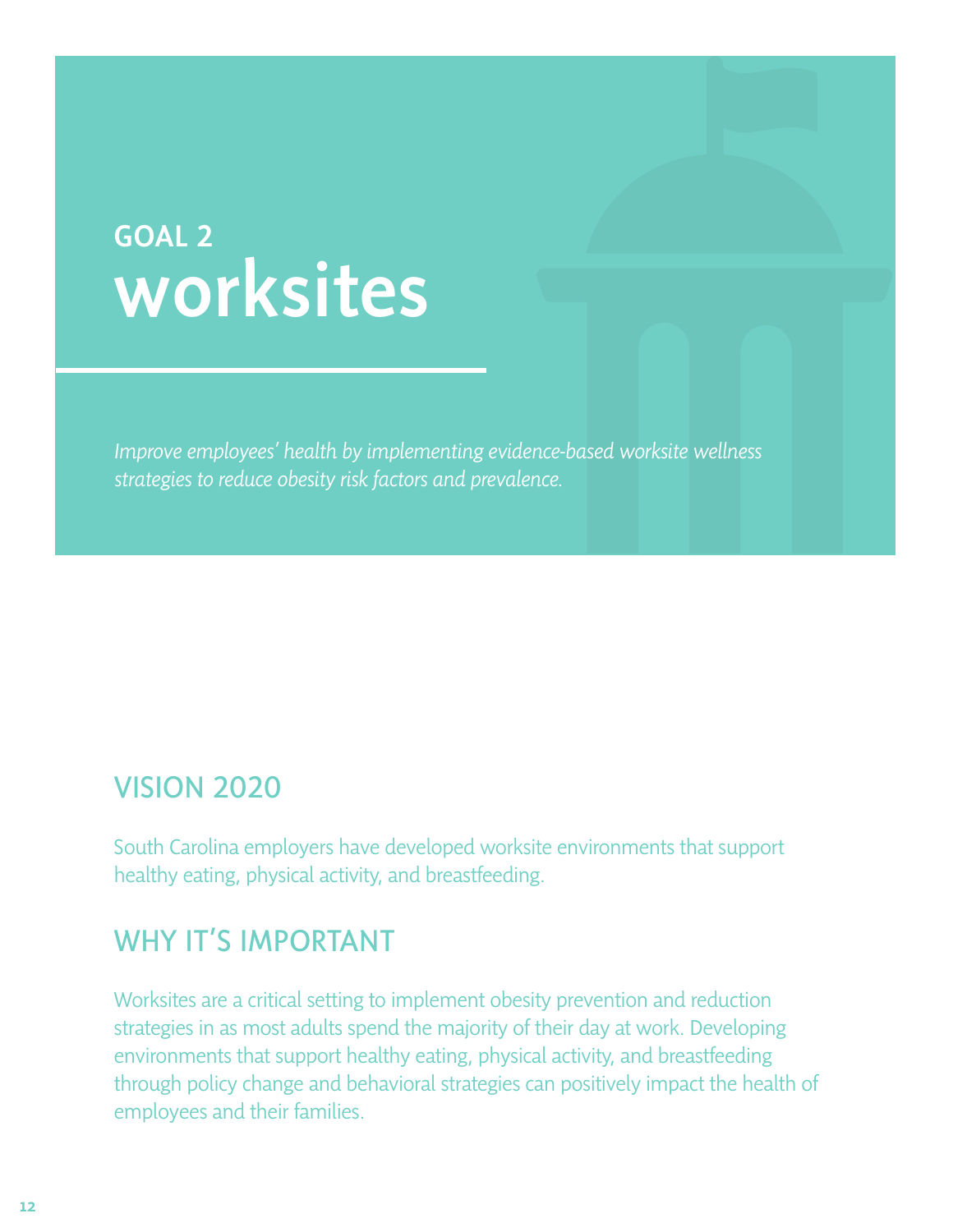## GOAL 2

# worksites

*Improve employees' health by implementing evidence-based worksite wellness strategies to reduce obesity risk factors and prevalence.*

## VISION 2020

South Carolina employers have developed worksite environments that support healthy eating, physical activity, and breastfeeding.

## WHY IT'S IMPORTANT

Worksites are a critical setting to implement obesity prevention and reduction strategies in as most adults spend the majority of their day at work. Developing environments that support healthy eating, physical activity, and breastfeeding through policy change and behavioral strategies can positively impact the health of employees and their families.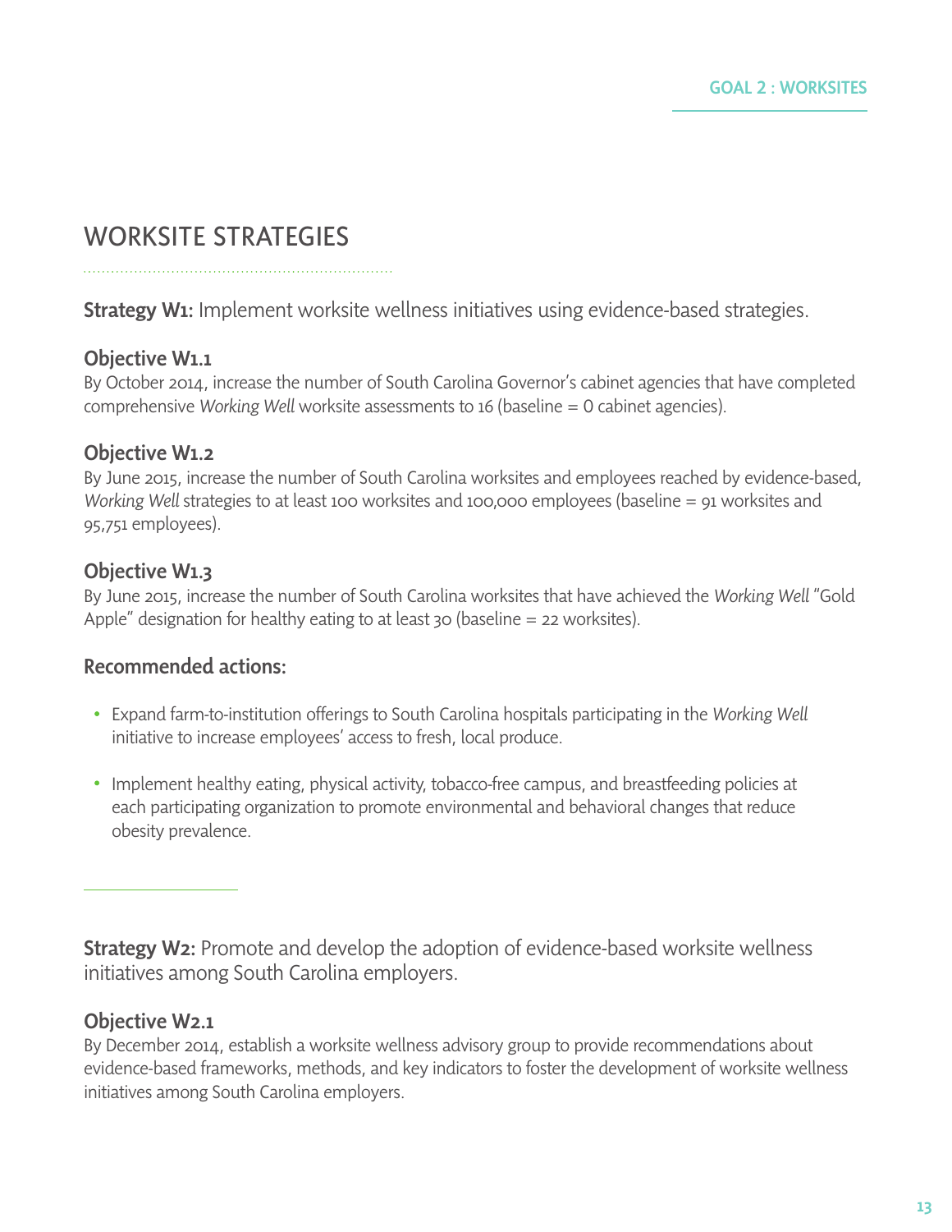# WORKSITE STRATEGIES

**Strategy W1:** Implement worksite wellness initiatives using evidence-based strategies.

### Objective W1.1

By October 2014, increase the number of South Carolina Governor's cabinet agencies that have completed comprehensive *Working Well* worksite assessments to 16 (baseline = 0 cabinet agencies).

### Objective W1.2

By June 2015, increase the number of South Carolina worksites and employees reached by evidence-based, *Working Well* strategies to at least 100 worksites and 100,000 employees (baseline = 91 worksites and 95,751 employees).

### Objective W1.3

By June 2015, increase the number of South Carolina worksites that have achieved the *Working Well* "Gold Apple" designation for healthy eating to at least 30 (baseline = 22 worksites).

### Recommended actions:

- Expand farm-to-institution offerings to South Carolina hospitals participating in the *Working Well* initiative to increase employees' access to fresh, local produce.
- Implement healthy eating, physical activity, tobacco-free campus, and breastfeeding policies at each participating organization to promote environmental and behavioral changes that reduce obesity prevalence.

---

**Strategy W2:** Promote and develop the adoption of evidence-based worksite wellness initiatives among South Carolina employers.

### Objective W2.1

By December 2014, establish a worksite wellness advisory group to provide recommendations about evidence-based frameworks, methods, and key indicators to foster the development of worksite wellness initiatives among South Carolina employers.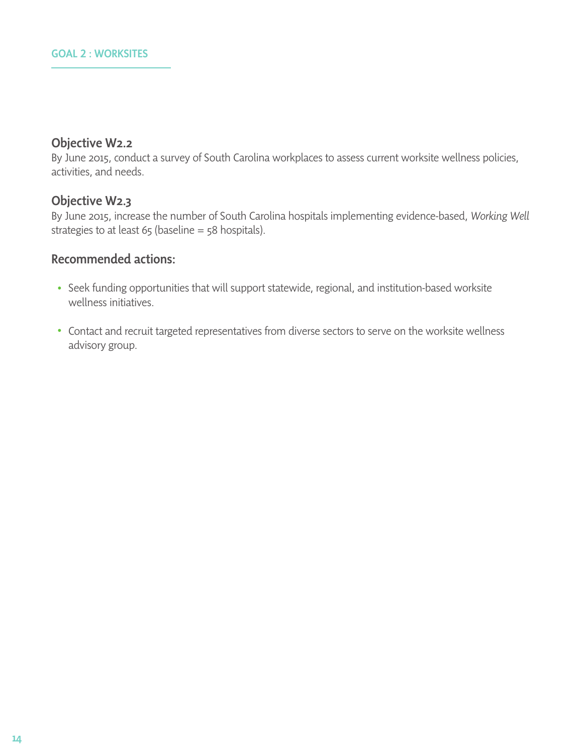GOAL 2 : WORKSITES

### Objective W2.2

By June 2015, conduct a survey of South Carolina workplaces to assess current worksite wellness policies, activities, and needs.

### Objective W2.3

By June 2015, increase the number of South Carolina hospitals implementing evidence-based, *Working Well* strategies to at least 65 (baseline = 58 hospitals).

### Recommended actions:

- Seek funding opportunities that will support statewide, regional, and institution-based worksite wellness initiatives.
- Contact and recruit targeted representatives from diverse sectors to serve on the worksite wellness advisory group.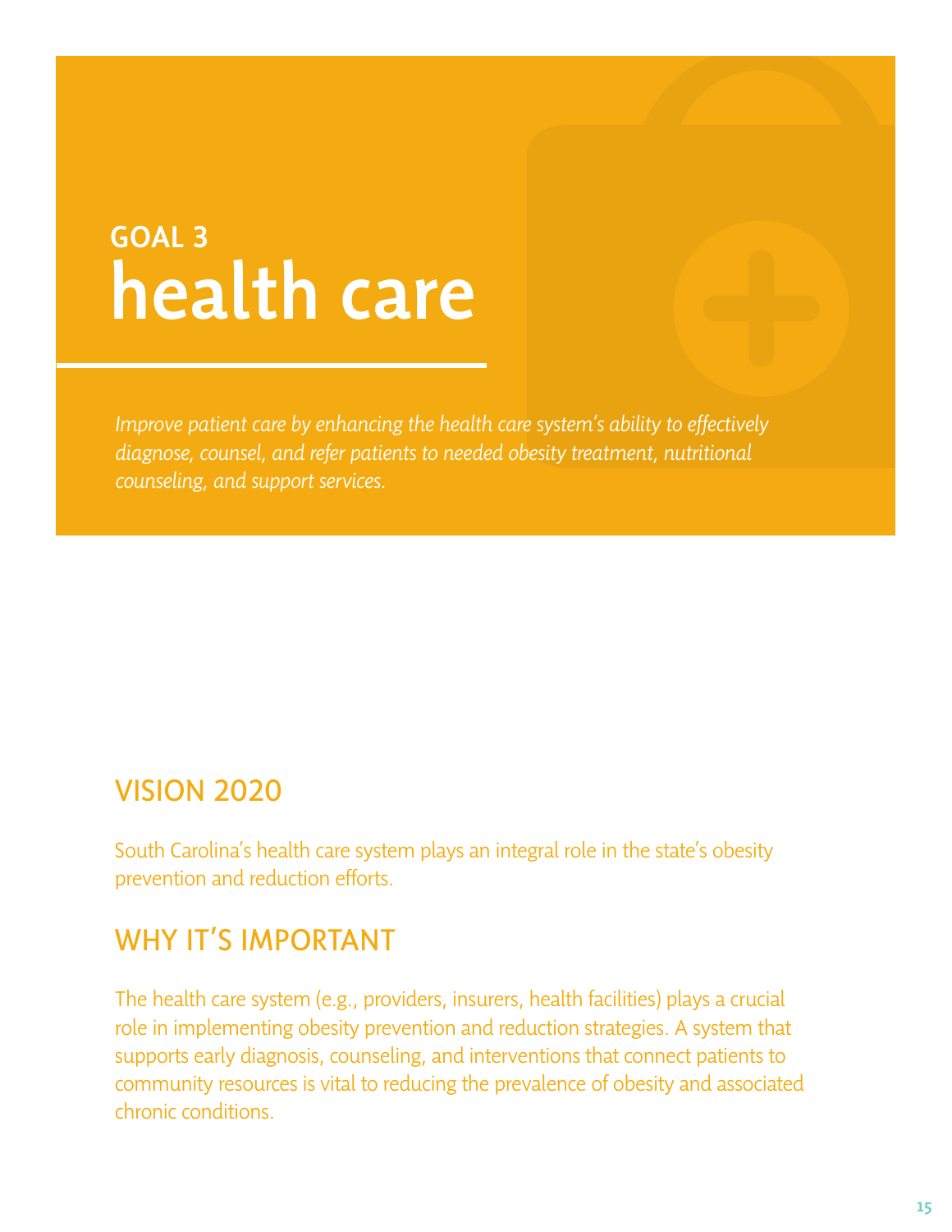## GOAL 3

# health care

*Improve patient care by enhancing the health care system's ability to effectively diagnose, counsel, and refer patients to needed obesity treatment, nutritional counseling, and support services.*

## VISION 2020

South Carolina's health care system plays an integral role in the state's obesity prevention and reduction efforts.

## WHY IT'S IMPORTANT

The health care system (e.g., providers, insurers, health facilities) plays a crucial role in implementing obesity prevention and reduction strategies. A system that supports early diagnosis, counseling, and interventions that connect patients to community resources is vital to reducing the prevalence of obesity and associated chronic conditions.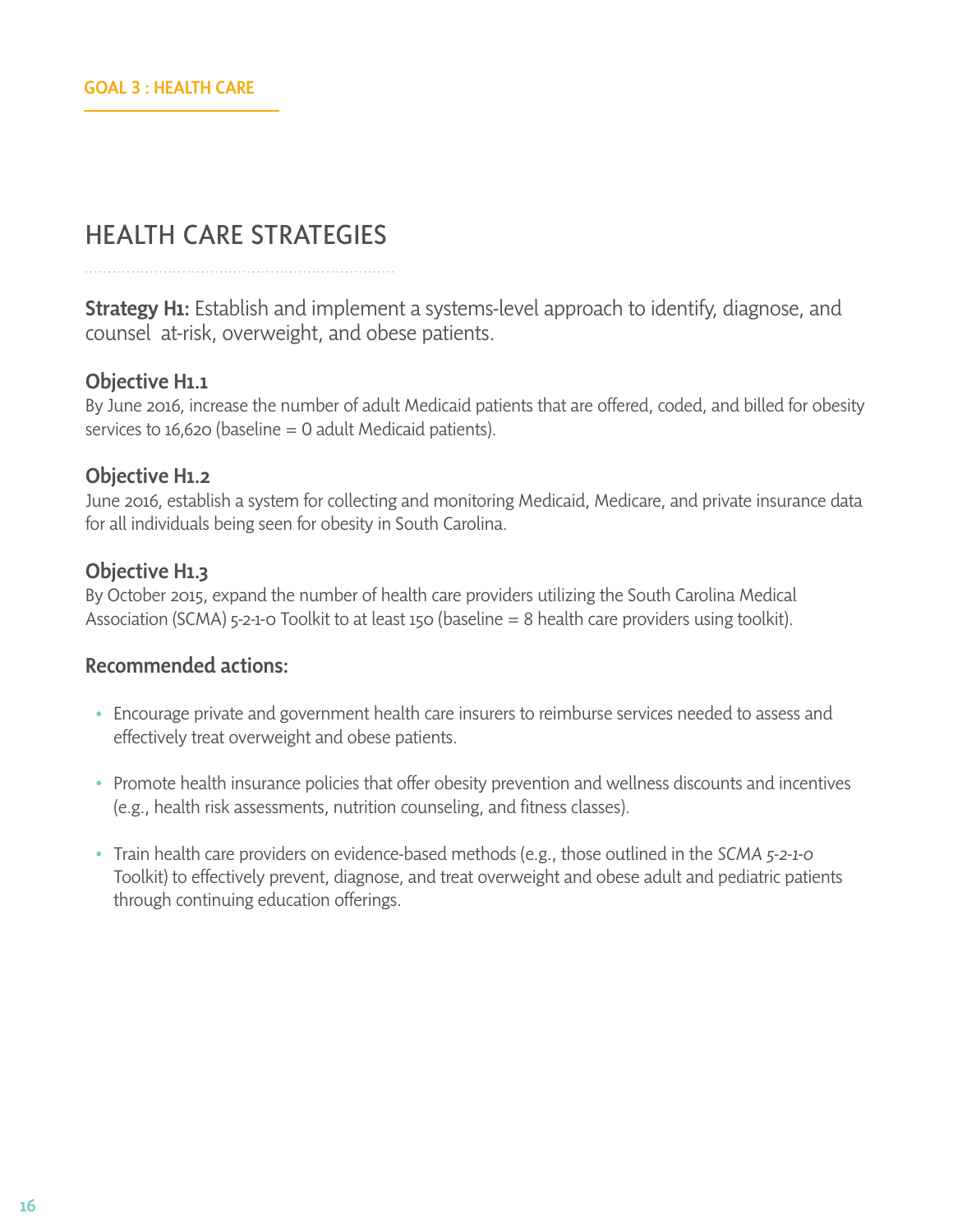GOAL 3 : HEALTH CARE

# HEALTH CARE STRATEGIES

**Strategy H1:** Establish and implement a systems-level approach to identify, diagnose, and counsel at-risk, overweight, and obese patients.

### Objective H1.1

By June 2016, increase the number of adult Medicaid patients that are offered, coded, and billed for obesity services to 16,620 (baseline = 0 adult Medicaid patients).

### Objective H1.2

June 2016, establish a system for collecting and monitoring Medicaid, Medicare, and private insurance data for all individuals being seen for obesity in South Carolina.

### Objective H1.3

By October 2015, expand the number of health care providers utilizing the South Carolina Medical Association (SCMA) 5-2-1-0 Toolkit to at least 150 (baseline = 8 health care providers using toolkit).

### Recommended actions:

- Encourage private and government health care insurers to reimburse services needed to assess and effectively treat overweight and obese patients.
- Promote health insurance policies that offer obesity prevention and wellness discounts and incentives (e.g., health risk assessments, nutrition counseling, and fitness classes).
- Train health care providers on evidence-based methods (e.g., those outlined in the *SCMA 5-2-1-0* Toolkit) to effectively prevent, diagnose, and treat overweight and obese adult and pediatric patients through continuing education offerings.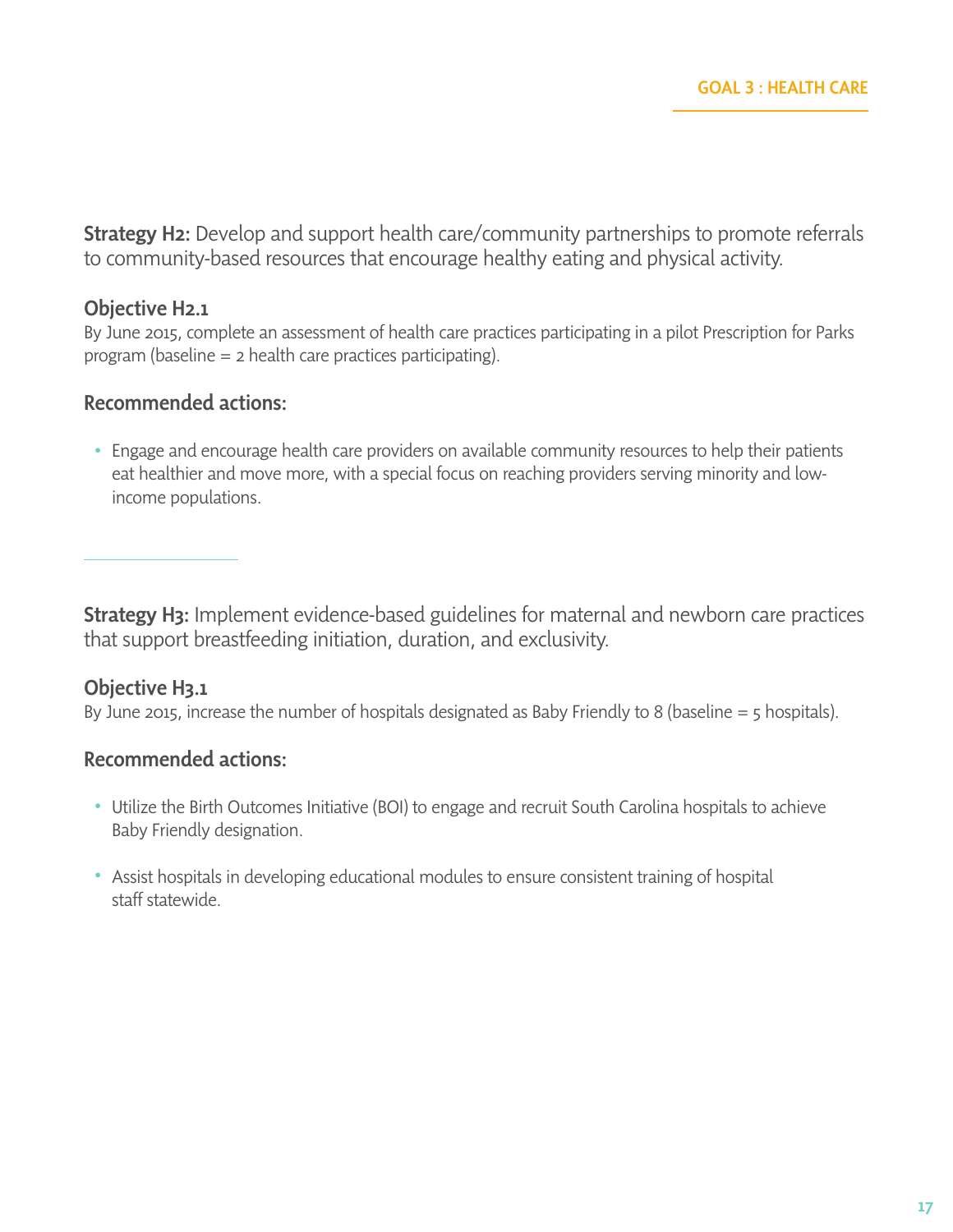**Strategy H2:** Develop and support health care/community partnerships to promote referrals to community-based resources that encourage healthy eating and physical activity.

### Objective H2.1

By June 2015, complete an assessment of health care practices participating in a pilot Prescription for Parks program (baseline = 2 health care practices participating).

### Recommended actions:

- Engage and encourage health care providers on available community resources to help their patients eat healthier and move more, with a special focus on reaching providers serving minority and low-income populations.

---

**Strategy H3:** Implement evidence-based guidelines for maternal and newborn care practices that support breastfeeding initiation, duration, and exclusivity.

### Objective H3.1

By June 2015, increase the number of hospitals designated as Baby Friendly to 8 (baseline = 5 hospitals).

### Recommended actions:

- Utilize the Birth Outcomes Initiative (BOI) to engage and recruit South Carolina hospitals to achieve Baby Friendly designation.
- Assist hospitals in developing educational modules to ensure consistent training of hospital staff statewide.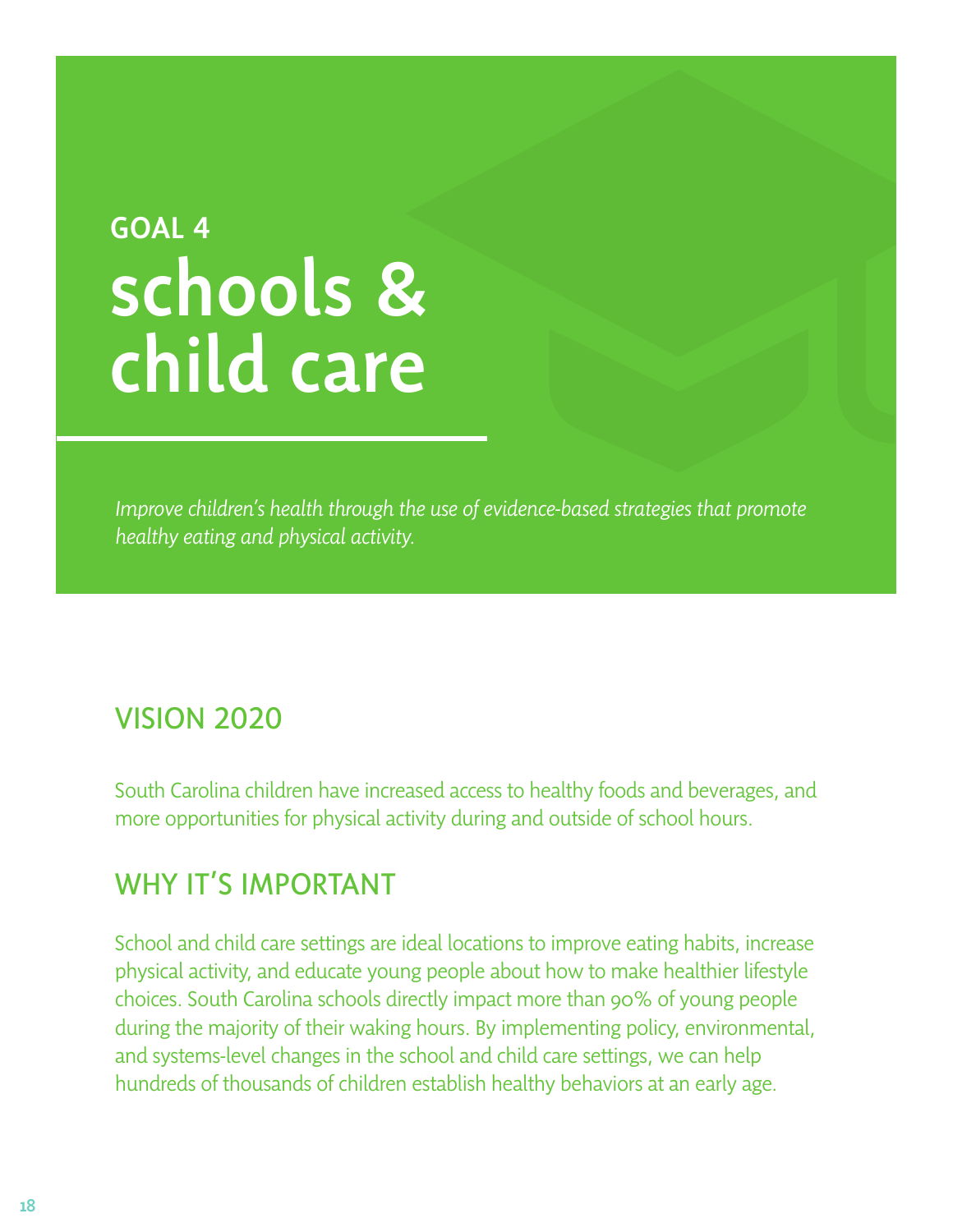## GOAL 4

# schools & child care

*Improve children's health through the use of evidence-based strategies that promote healthy eating and physical activity.*

## VISION 2020

South Carolina children have increased access to healthy foods and beverages, and more opportunities for physical activity during and outside of school hours.

## WHY IT'S IMPORTANT

School and child care settings are ideal locations to improve eating habits, increase physical activity, and educate young people about how to make healthier lifestyle choices. South Carolina schools directly impact more than 90% of young people during the majority of their waking hours. By implementing policy, environmental, and systems-level changes in the school and child care settings, we can help hundreds of thousands of children establish healthy behaviors at an early age.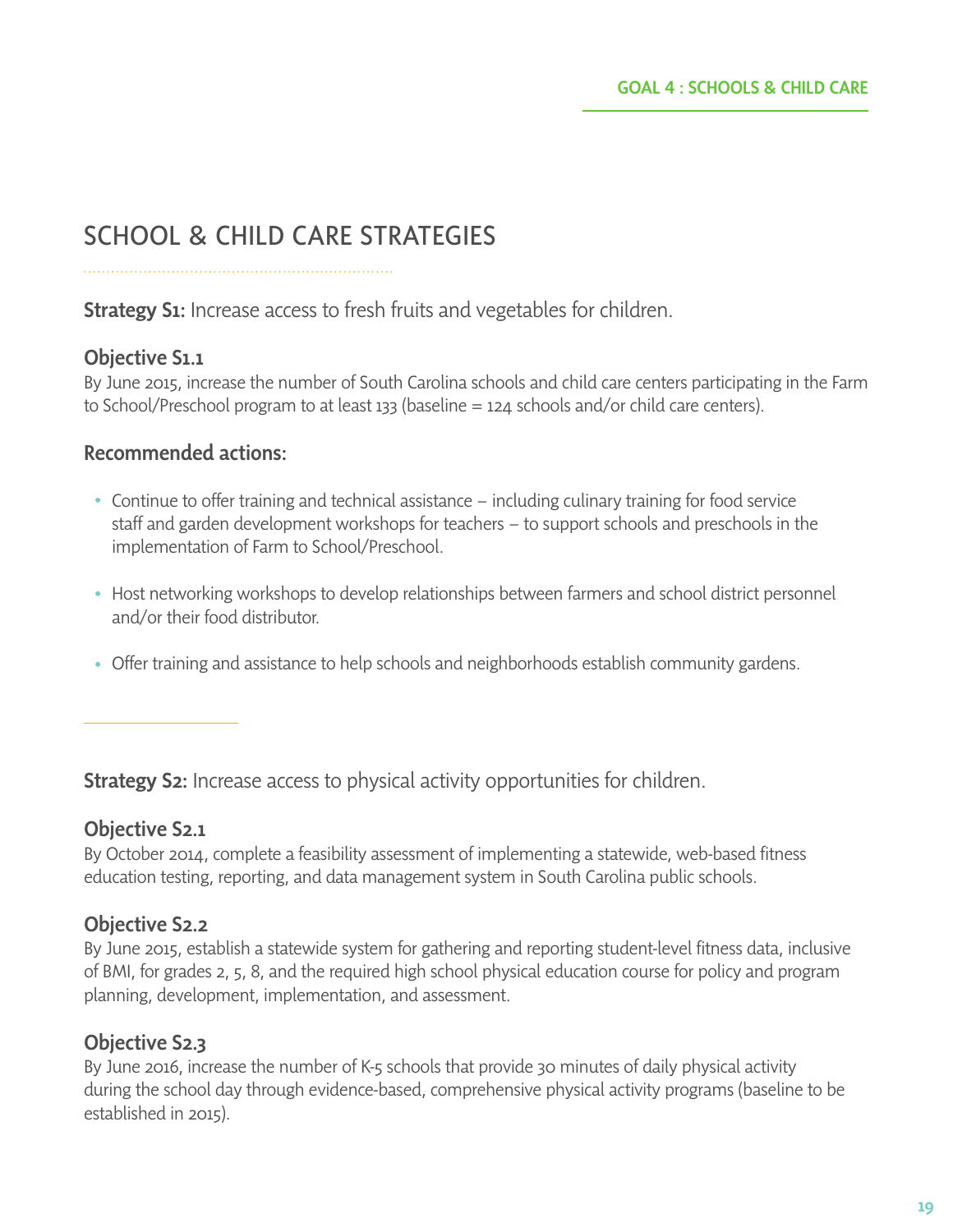## SCHOOL & CHILD CARE STRATEGIES

**Strategy S1:** Increase access to fresh fruits and vegetables for children.

### Objective S1.1

By June 2015, increase the number of South Carolina schools and child care centers participating in the Farm to School/Preschool program to at least 133 (baseline = 124 schools and/or child care centers).

### Recommended actions:

- Continue to offer training and technical assistance – including culinary training for food service staff and garden development workshops for teachers – to support schools and preschools in the implementation of Farm to School/Preschool.
- Host networking workshops to develop relationships between farmers and school district personnel and/or their food distributor.
- Offer training and assistance to help schools and neighborhoods establish community gardens.

---

**Strategy S2:** Increase access to physical activity opportunities for children.

### Objective S2.1

By October 2014, complete a feasibility assessment of implementing a statewide, web-based fitness education testing, reporting, and data management system in South Carolina public schools.

### Objective S2.2

By June 2015, establish a statewide system for gathering and reporting student-level fitness data, inclusive of BMI, for grades 2, 5, 8, and the required high school physical education course for policy and program planning, development, implementation, and assessment.

### Objective S2.3

By June 2016, increase the number of K-5 schools that provide 30 minutes of daily physical activity during the school day through evidence-based, comprehensive physical activity programs (baseline to be established in 2015).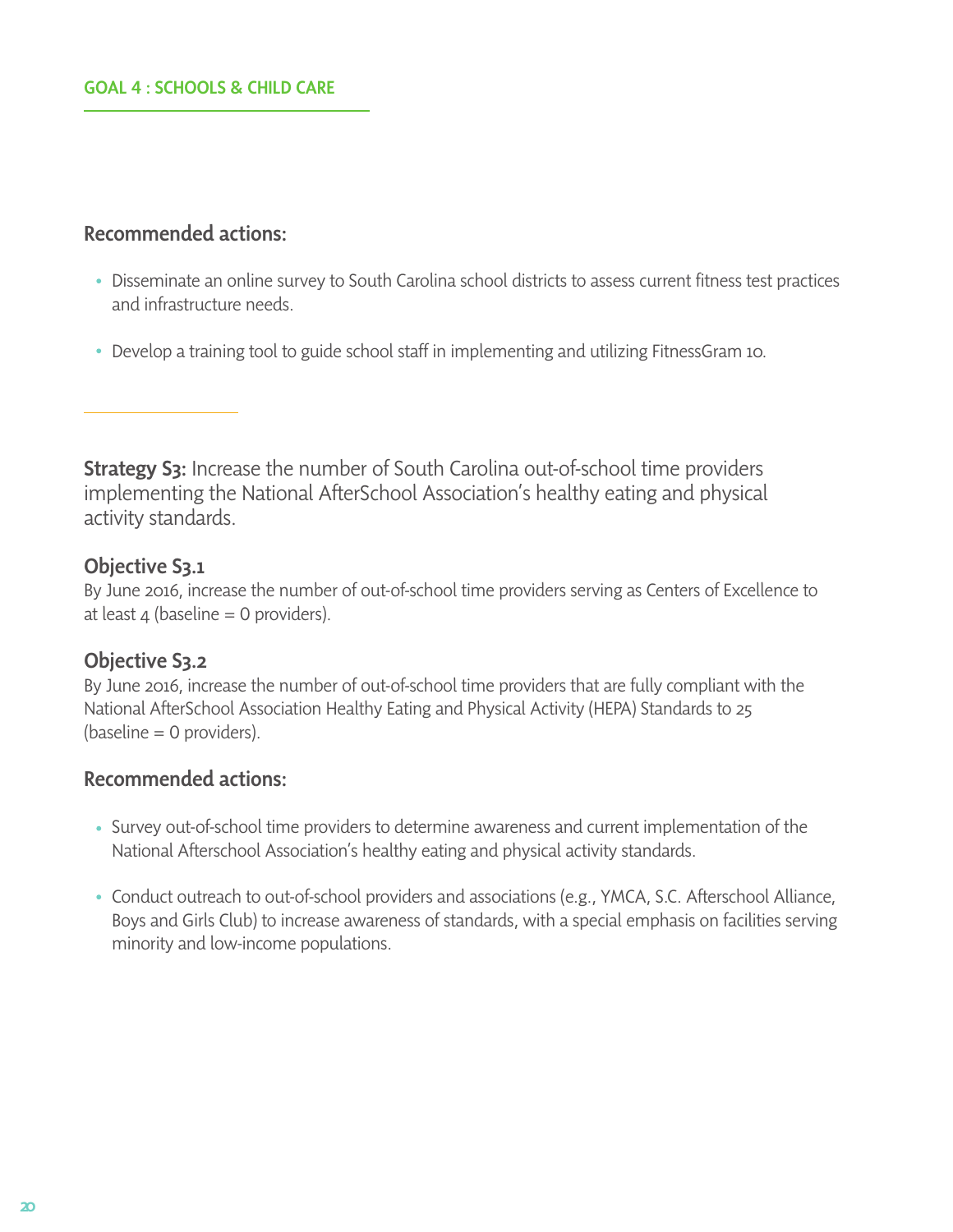### Recommended actions:

- Disseminate an online survey to South Carolina school districts to assess current fitness test practices and infrastructure needs.
- Develop a training tool to guide school staff in implementing and utilizing FitnessGram 10.

**Strategy S3:** Increase the number of South Carolina out-of-school time providers implementing the National AfterSchool Association's healthy eating and physical activity standards.

### Objective S3.1

By June 2016, increase the number of out-of-school time providers serving as Centers of Excellence to at least 4 (baseline = 0 providers).

### Objective S3.2

By June 2016, increase the number of out-of-school time providers that are fully compliant with the National AfterSchool Association Healthy Eating and Physical Activity (HEPA) Standards to 25 (baseline = 0 providers).

### Recommended actions:

- Survey out-of-school time providers to determine awareness and current implementation of the National Afterschool Association's healthy eating and physical activity standards.
- Conduct outreach to out-of-school providers and associations (e.g., YMCA, S.C. Afterschool Alliance, Boys and Girls Club) to increase awareness of standards, with a special emphasis on facilities serving minority and low-income populations.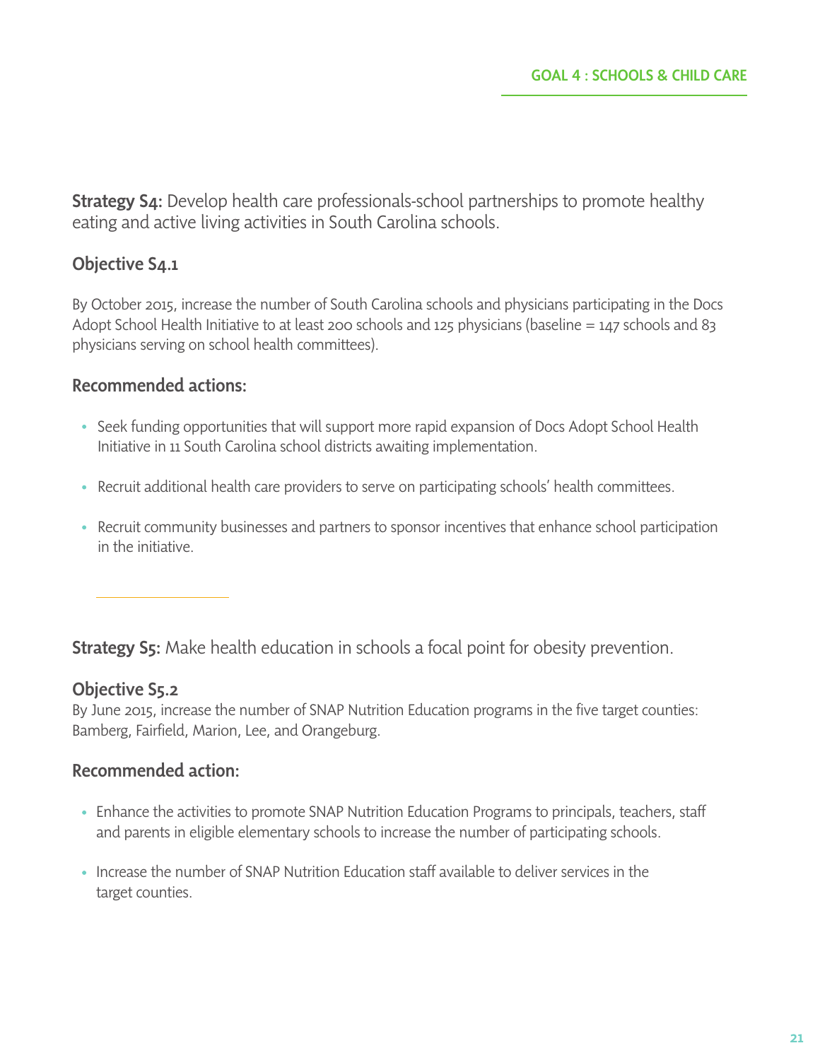**Strategy S4:** Develop health care professionals-school partnerships to promote healthy eating and active living activities in South Carolina schools.

### Objective S4.1

By October 2015, increase the number of South Carolina schools and physicians participating in the Docs Adopt School Health Initiative to at least 200 schools and 125 physicians (baseline = 147 schools and 83 physicians serving on school health committees).

### Recommended actions:

- Seek funding opportunities that will support more rapid expansion of Docs Adopt School Health Initiative in 11 South Carolina school districts awaiting implementation.
- Recruit additional health care providers to serve on participating schools' health committees.
- Recruit community businesses and partners to sponsor incentives that enhance school participation in the initiative.

---

**Strategy S5:** Make health education in schools a focal point for obesity prevention.

### Objective S5.2

By June 2015, increase the number of SNAP Nutrition Education programs in the five target counties: Bamberg, Fairfield, Marion, Lee, and Orangeburg.

### Recommended action:

- Enhance the activities to promote SNAP Nutrition Education Programs to principals, teachers, staff and parents in eligible elementary schools to increase the number of participating schools.
- Increase the number of SNAP Nutrition Education staff available to deliver services in the target counties.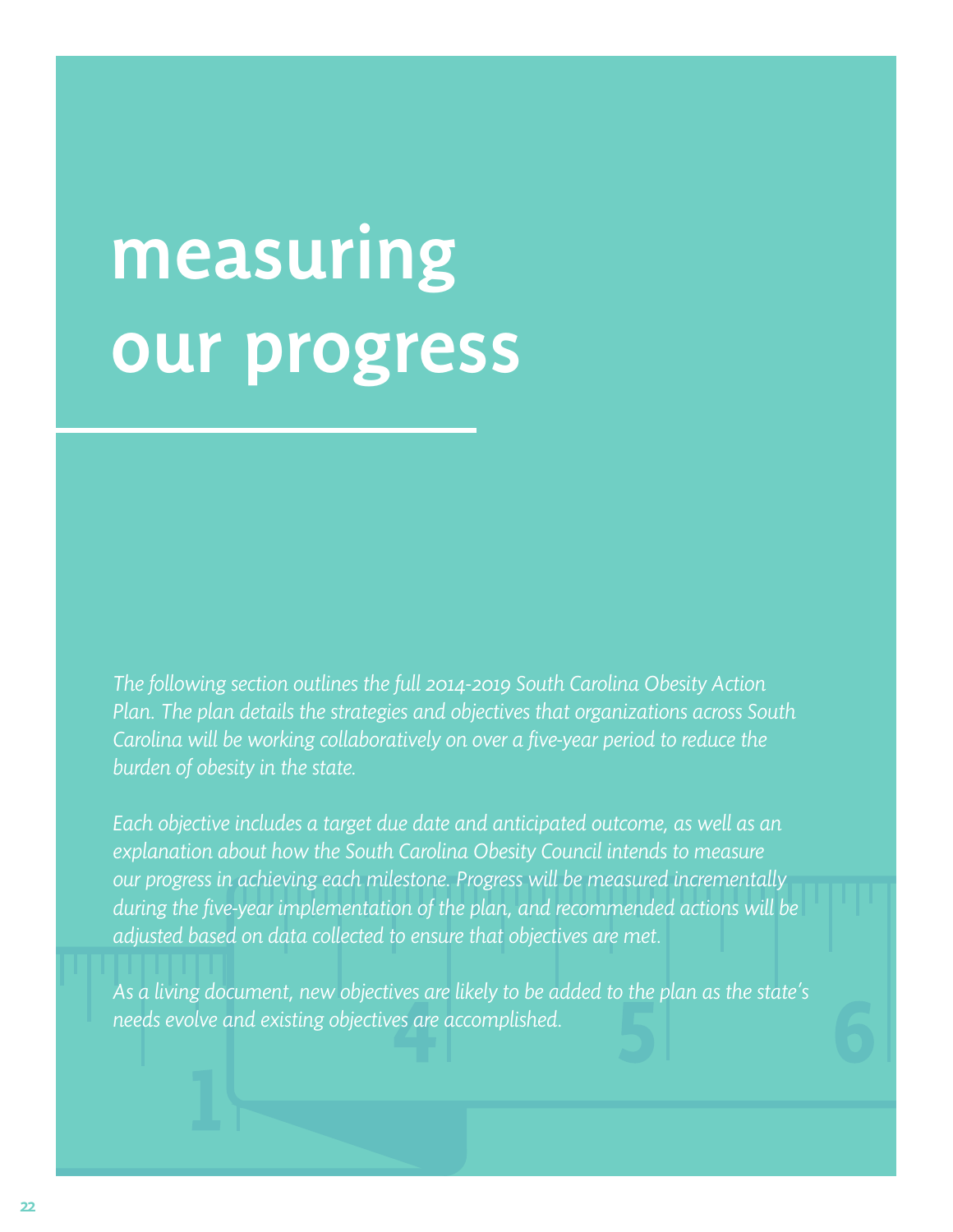# measuring our progress

*The following section outlines the full 2014-2019 South Carolina Obesity Action Plan. The plan details the strategies and objectives that organizations across South Carolina will be working collaboratively on over a five-year period to reduce the burden of obesity in the state.*

*Each objective includes a target due date and anticipated outcome, as well as an explanation about how the South Carolina Obesity Council intends to measure our progress in achieving each milestone. Progress will be measured incrementally during the five-year implementation of the plan, and recommended actions will be adjusted based on data collected to ensure that objectives are met.*

*As a living document, new objectives are likely to be added to the plan as the state's needs evolve and existing objectives are accomplished.*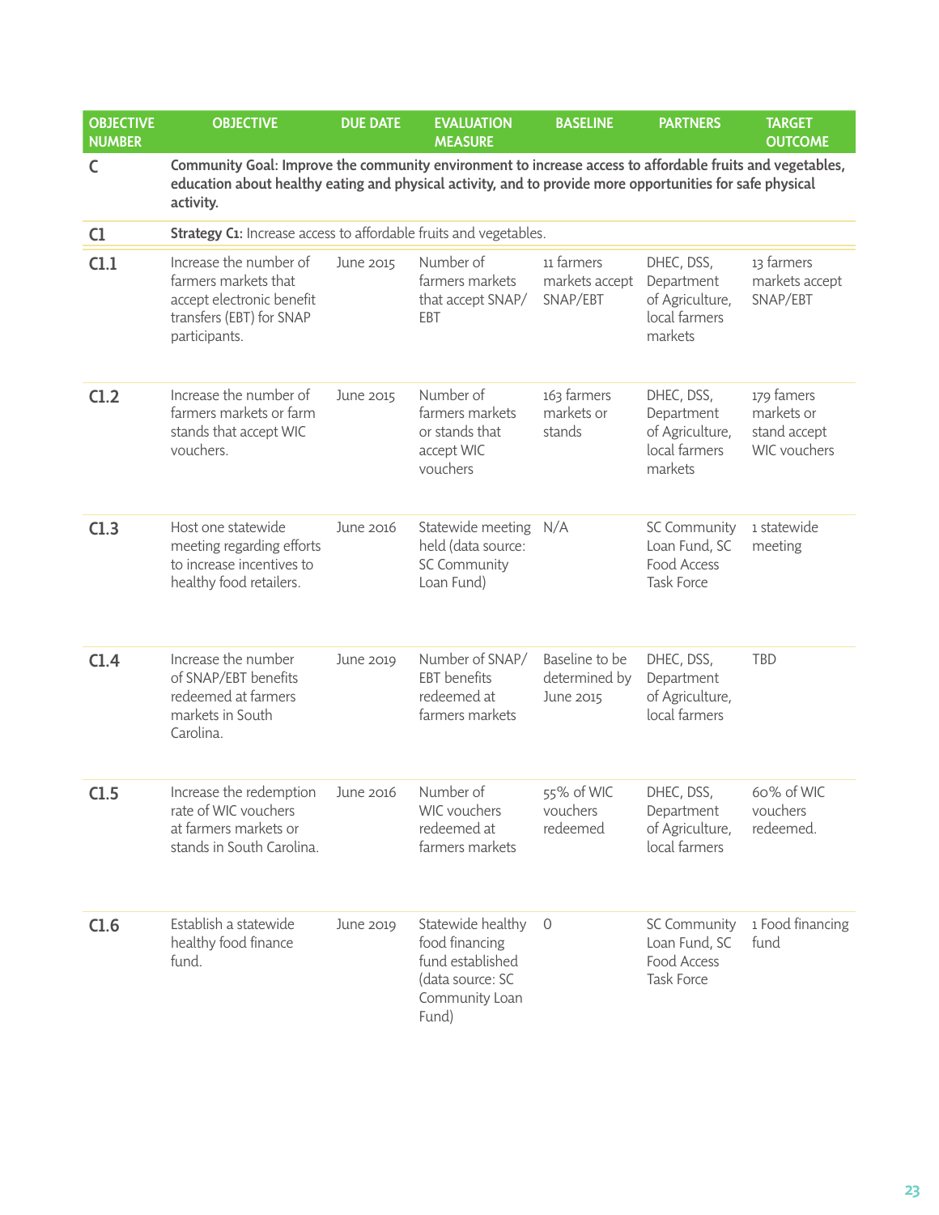| OBJECTIVE NUMBER | OBJECTIVE | DUE DATE | EVALUATION MEASURE | BASELINE | PARTNERS | TARGET OUTCOME |
|---|---|---|---|---|---|---|
| **C** | **Community Goal: Improve the community environment to increase access to affordable fruits and vegetables, education about healthy eating and physical activity, and to provide more opportunities for safe physical activity.** | | | | | |
| **C1** | **Strategy C1:** Increase access to affordable fruits and vegetables. | | | | | |
| **C1.1** | Increase the number of farmers markets that accept electronic benefit transfers (EBT) for SNAP participants. | June 2015 | Number of farmers markets that accept SNAP/EBT | 11 farmers markets accept SNAP/EBT | DHEC, DSS, Department of Agriculture, local farmers markets | 13 farmers markets accept SNAP/EBT |
| **C1.2** | Increase the number of farmers markets or farm stands that accept WIC vouchers. | June 2015 | Number of farmers markets or stands that accept WIC vouchers | 163 farmers markets or stands | DHEC, DSS, Department of Agriculture, local farmers markets | 179 famers markets or stand accept WIC vouchers |
| **C1.3** | Host one statewide meeting regarding efforts to increase incentives to healthy food retailers. | June 2016 | Statewide meeting held (data source: SC Community Loan Fund) | N/A | SC Community Loan Fund, SC Food Access Task Force | 1 statewide meeting |
| **C1.4** | Increase the number of SNAP/EBT benefits redeemed at farmers markets in South Carolina. | June 2019 | Number of SNAP/EBT benefits redeemed at farmers markets | Baseline to be determined by June 2015 | DHEC, DSS, Department of Agriculture, local farmers | TBD |
| **C1.5** | Increase the redemption rate of WIC vouchers at farmers markets or stands in South Carolina. | June 2016 | Number of WIC vouchers redeemed at farmers markets | 55% of WIC vouchers redeemed | DHEC, DSS, Department of Agriculture, local farmers | 60% of WIC vouchers redeemed. |
| **C1.6** | Establish a statewide healthy food finance fund. | June 2019 | Statewide healthy food financing fund established (data source: SC Community Loan Fund) | 0 | SC Community Loan Fund, SC Food Access Task Force | 1 Food financing fund |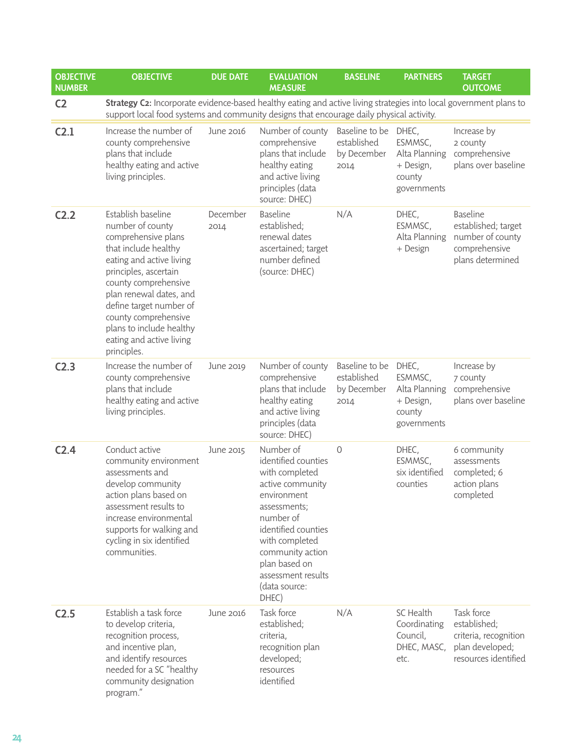| OBJECTIVE NUMBER | OBJECTIVE | DUE DATE | EVALUATION MEASURE | BASELINE | PARTNERS | TARGET OUTCOME |
|---|---|---|---|---|---|---|
| **C2** | **Strategy C2:** Incorporate evidence-based healthy eating and active living strategies into local government plans to support local food systems and community designs that encourage daily physical activity. | | | | | |
| **C2.1** | Increase the number of county comprehensive plans that include healthy eating and active living principles. | June 2016 | Number of county comprehensive plans that include healthy eating and active living principles (data source: DHEC) | Baseline to be established by December 2014 | DHEC, ESMMSC, Alta Planning + Design, county governments | Increase by 2 county comprehensive plans over baseline |
| **C2.2** | Establish baseline number of county comprehensive plans that include healthy eating and active living principles, ascertain county comprehensive plan renewal dates, and define target number of county comprehensive plans to include healthy eating and active living principles. | December 2014 | Baseline established; renewal dates ascertained; target number defined (source: DHEC) | N/A | DHEC, ESMMSC, Alta Planning + Design | Baseline established; target number of county comprehensive plans determined |
| **C2.3** | Increase the number of county comprehensive plans that include healthy eating and active living principles. | June 2019 | Number of county comprehensive plans that include healthy eating and active living principles (data source: DHEC) | Baseline to be established by December 2014 | DHEC, ESMMSC, Alta Planning + Design, county governments | Increase by 7 county comprehensive plans over baseline |
| **C2.4** | Conduct active community environment assessments and develop community action plans based on assessment results to increase environmental supports for walking and cycling in six identified communities. | June 2015 | Number of identified counties with completed active community environment assessments; number of identified counties with completed community action plan based on assessment results (data source: DHEC) | 0 | DHEC, ESMMSC, six identified counties | 6 community assessments completed; 6 action plans completed |
| **C2.5** | Establish a task force to develop criteria, recognition process, and incentive plan, and identify resources needed for a SC "healthy community designation program." | June 2016 | Task force established; criteria, recognition plan developed; resources identified | N/A | SC Health Coordinating Council, DHEC, MASC, etc. | Task force established; criteria, recognition plan developed; resources identified |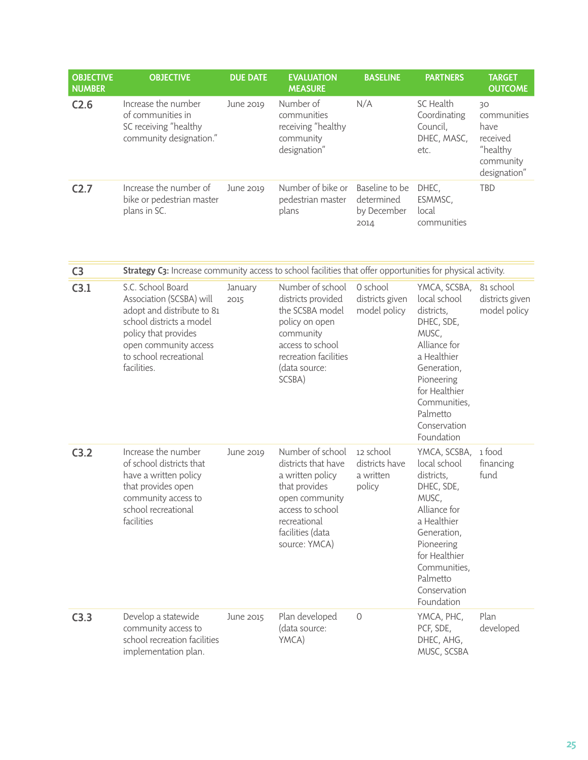| OBJECTIVE NUMBER | OBJECTIVE | DUE DATE | EVALUATION MEASURE | BASELINE | PARTNERS | TARGET OUTCOME |
|---|---|---|---|---|---|---|
| **C2.6** | Increase the number of communities in SC receiving "healthy community designation." | June 2019 | Number of communities receiving "healthy community designation" | N/A | SC Health Coordinating Council, DHEC, MASC, etc. | 30 communities have received "healthy community designation" |
| **C2.7** | Increase the number of bike or pedestrian master plans in SC. | June 2019 | Number of bike or pedestrian master plans | Baseline to be determined by December 2014 | DHEC, ESMMSC, local communities | TBD |
| **C3** | **Strategy C3:** Increase community access to school facilities that offer opportunities for physical activity. | | | | | |
| **C3.1** | S.C. School Board Association (SCSBA) will adopt and distribute to 81 school districts a model policy that provides open community access to school recreational facilities. | January 2015 | Number of school districts provided the SCSBA model policy on open community access to school recreation facilities (data source: SCSBA) | 0 school districts given model policy | YMCA, SCSBA, local school districts, DHEC, SDE, MUSC, Alliance for a Healthier Generation, Pioneering for Healthier Communities, Palmetto Conservation Foundation | 81 school districts given model policy |
| **C3.2** | Increase the number of school districts that have a written policy that provides open community access to school recreational facilities | June 2019 | Number of school districts that have a written policy that provides open community access to school recreational facilities (data source: YMCA) | 12 school districts have a written policy | YMCA, SCSBA, local school districts, DHEC, SDE, MUSC, Alliance for a Healthier Generation, Pioneering for Healthier Communities, Palmetto Conservation Foundation | 1 food financing fund |
| **C3.3** | Develop a statewide community access to school recreation facilities implementation plan. | June 2015 | Plan developed (data source: YMCA) | 0 | YMCA, PHC, PCF, SDE, DHEC, AHG, MUSC, SCSBA | Plan developed |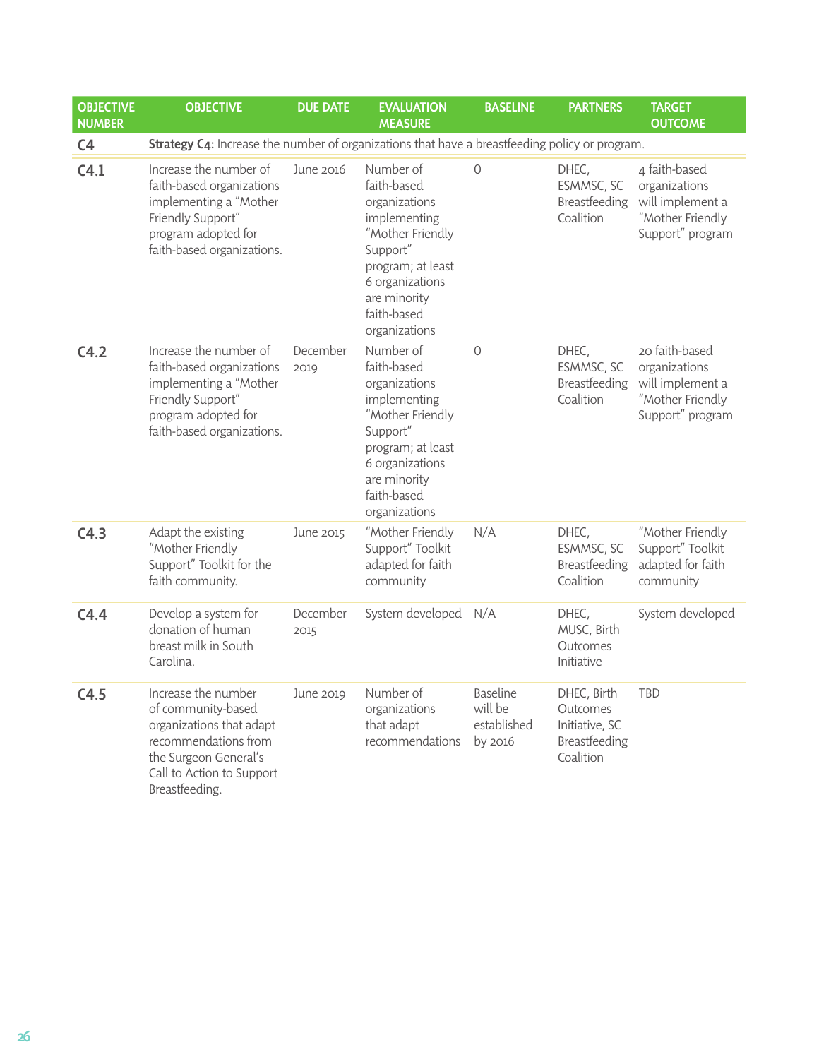| OBJECTIVE NUMBER | OBJECTIVE | DUE DATE | EVALUATION MEASURE | BASELINE | PARTNERS | TARGET OUTCOME |
|---|---|---|---|---|---|---|
| **C4** | **Strategy C4:** Increase the number of organizations that have a breastfeeding policy or program. | | | | | |
| **C4.1** | Increase the number of faith-based organizations implementing a "Mother Friendly Support" program adopted for faith-based organizations. | June 2016 | Number of faith-based organizations implementing "Mother Friendly Support" program; at least 6 organizations are minority faith-based organizations | 0 | DHEC, ESMMSC, SC Breastfeeding Coalition | 4 faith-based organizations will implement a "Mother Friendly Support" program |
| **C4.2** | Increase the number of faith-based organizations implementing a "Mother Friendly Support" program adopted for faith-based organizations. | December 2019 | Number of faith-based organizations implementing "Mother Friendly Support" program; at least 6 organizations are minority faith-based organizations | 0 | DHEC, ESMMSC, SC Breastfeeding Coalition | 20 faith-based organizations will implement a "Mother Friendly Support" program |
| **C4.3** | Adapt the existing "Mother Friendly Support" Toolkit for the faith community. | June 2015 | "Mother Friendly Support" Toolkit adapted for faith community | N/A | DHEC, ESMMSC, SC Breastfeeding Coalition | "Mother Friendly Support" Toolkit adapted for faith community |
| **C4.4** | Develop a system for donation of human breast milk in South Carolina. | December 2015 | System developed | N/A | DHEC, MUSC, Birth Outcomes Initiative | System developed |
| **C4.5** | Increase the number of community-based organizations that adapt recommendations from the Surgeon General's Call to Action to Support Breastfeeding. | June 2019 | Number of organizations that adapt recommendations | Baseline will be established by 2016 | DHEC, Birth Outcomes Initiative, SC Breastfeeding Coalition | TBD |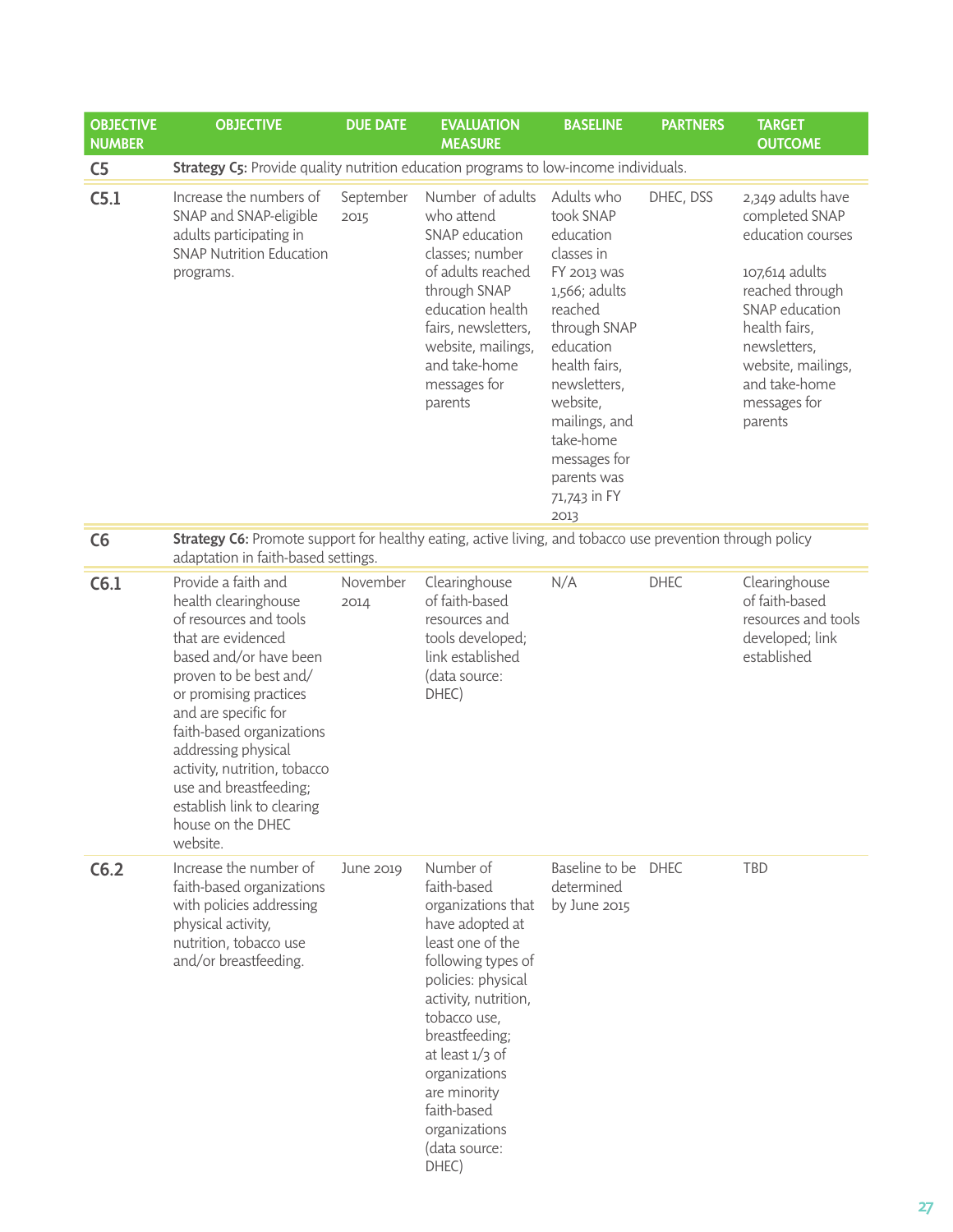| OBJECTIVE NUMBER | OBJECTIVE | DUE DATE | EVALUATION MEASURE | BASELINE | PARTNERS | TARGET OUTCOME |
|---|---|---|---|---|---|---|
| **C5** | **Strategy C5:** Provide quality nutrition education programs to low-income individuals. | | | | | |
| **C5.1** | Increase the numbers of SNAP and SNAP-eligible adults participating in SNAP Nutrition Education programs. | September 2015 | Number of adults who attend SNAP education classes; number of adults reached through SNAP education health fairs, newsletters, website, mailings, and take-home messages for parents | Adults who took SNAP education classes in FY 2013 was 1,566; adults reached through SNAP education health fairs, newsletters, website, mailings, and take-home messages for parents was 71,743 in FY 2013 | DHEC, DSS | 2,349 adults have completed SNAP education courses<br><br>107,614 adults reached through SNAP education health fairs, newsletters, website, mailings, and take-home messages for parents |
| **C6** | **Strategy C6:** Promote support for healthy eating, active living, and tobacco use prevention through policy adaptation in faith-based settings. | | | | | |
| **C6.1** | Provide a faith and health clearinghouse of resources and tools that are evidenced based and/or have been proven to be best and/or promising practices and are specific for faith-based organizations addressing physical activity, nutrition, tobacco use and breastfeeding; establish link to clearing house on the DHEC website. | November 2014 | Clearinghouse of faith-based resources and tools developed; link established (data source: DHEC) | N/A | DHEC | Clearinghouse of faith-based resources and tools developed; link established |
| **C6.2** | Increase the number of faith-based organizations with policies addressing physical activity, nutrition, tobacco use and/or breastfeeding. | June 2019 | Number of faith-based organizations that have adopted at least one of the following types of policies: physical activity, nutrition, tobacco use, breastfeeding; at least 1/3 of organizations are minority faith-based organizations (data source: DHEC) | Baseline to be determined by June 2015 | DHEC | TBD |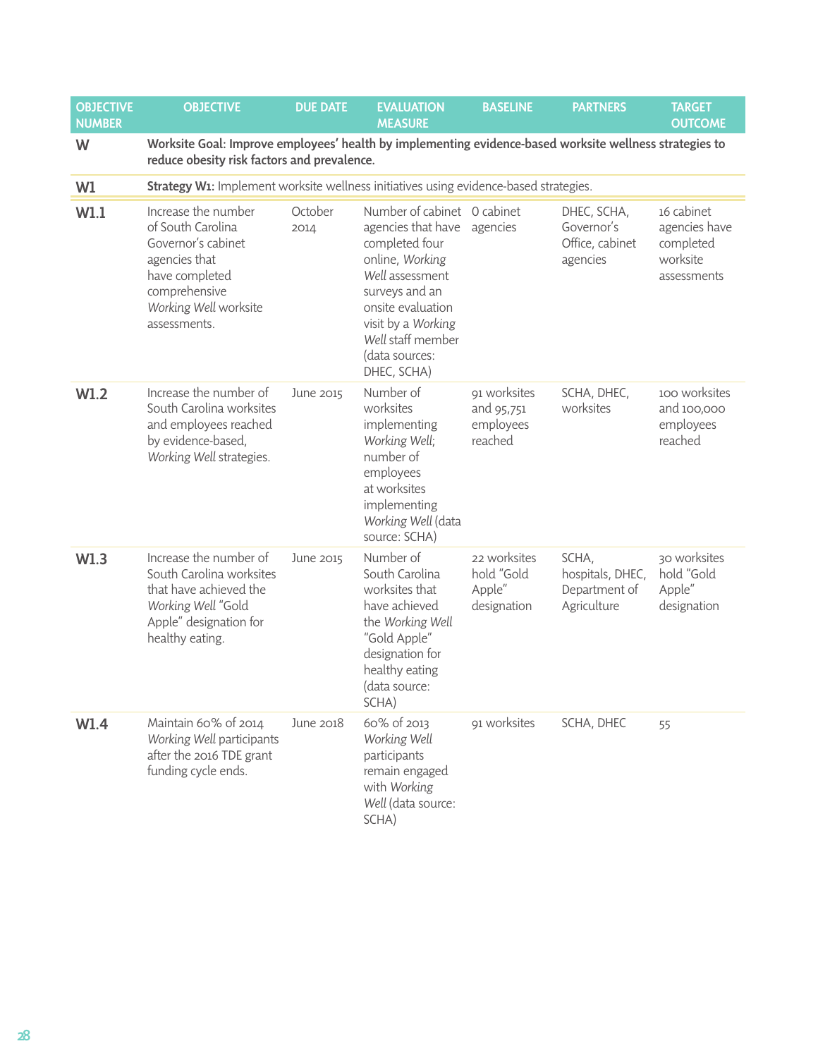| OBJECTIVE NUMBER | OBJECTIVE | DUE DATE | EVALUATION MEASURE | BASELINE | PARTNERS | TARGET OUTCOME |
|---|---|---|---|---|---|---|
| **W** | **Worksite Goal: Improve employees' health by implementing evidence-based worksite wellness strategies to reduce obesity risk factors and prevalence.** | | | | | |
| **W1** | **Strategy W1:** Implement worksite wellness initiatives using evidence-based strategies. | | | | | |
| **W1.1** | Increase the number of South Carolina Governor's cabinet agencies that have completed comprehensive *Working Well* worksite assessments. | October 2014 | Number of cabinet agencies that have completed four online, *Working Well* assessment surveys and an onsite evaluation visit by a *Working Well* staff member (data sources: DHEC, SCHA) | 0 cabinet agencies | DHEC, SCHA, Governor's Office, cabinet agencies | 16 cabinet agencies have completed worksite assessments |
| **W1.2** | Increase the number of South Carolina worksites and employees reached by evidence-based, *Working Well* strategies. | June 2015 | Number of worksites implementing *Working Well*; number of employees at worksites implementing *Working Well* (data source: SCHA) | 91 worksites and 95,751 employees reached | SCHA, DHEC, worksites | 100 worksites and 100,000 employees reached |
| **W1.3** | Increase the number of South Carolina worksites that have achieved the *Working Well* "Gold Apple" designation for healthy eating. | June 2015 | Number of South Carolina worksites that have achieved the *Working Well* "Gold Apple" designation for healthy eating (data source: SCHA) | 22 worksites hold "Gold Apple" designation | SCHA, hospitals, DHEC, Department of Agriculture | 30 worksites hold "Gold Apple" designation |
| **W1.4** | Maintain 60% of 2014 *Working Well* participants after the 2016 TDE grant funding cycle ends. | June 2018 | 60% of 2013 *Working Well* participants remain engaged with *Working Well* (data source: SCHA) | 91 worksites | SCHA, DHEC | 55 |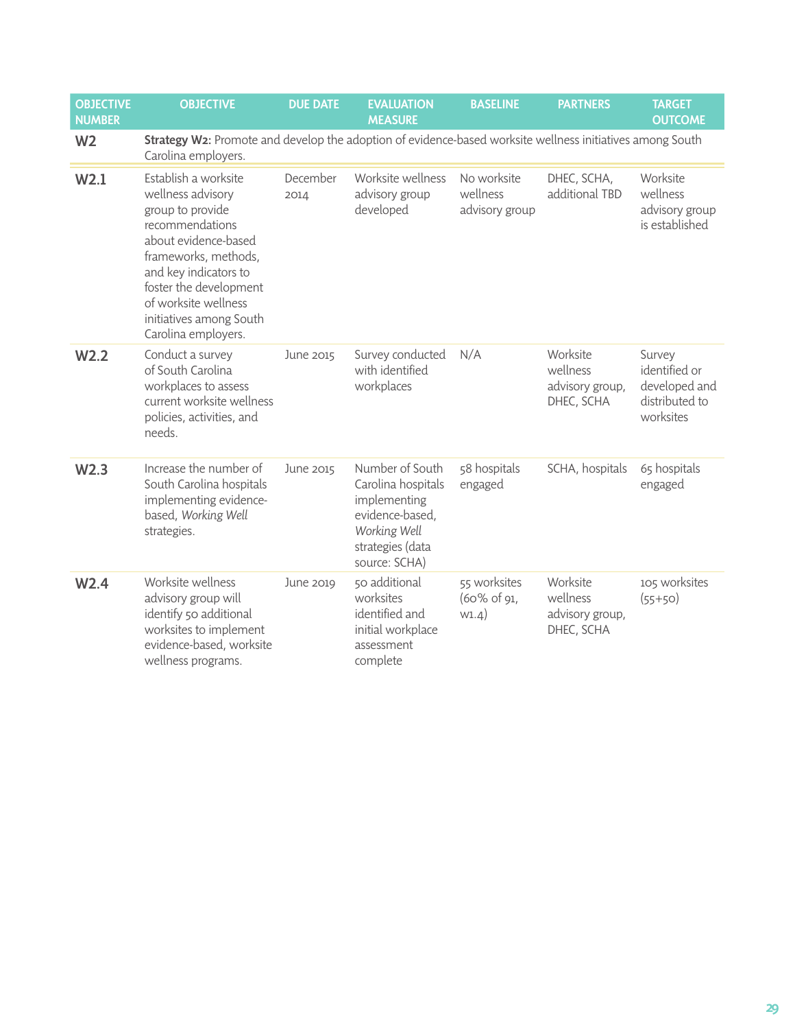| OBJECTIVE NUMBER | OBJECTIVE | DUE DATE | EVALUATION MEASURE | BASELINE | PARTNERS | TARGET OUTCOME |
|---|---|---|---|---|---|---|
| **W2** | **Strategy W2:** Promote and develop the adoption of evidence-based worksite wellness initiatives among South Carolina employers. | | | | | |
| **W2.1** | Establish a worksite wellness advisory group to provide recommendations about evidence-based frameworks, methods, and key indicators to foster the development of worksite wellness initiatives among South Carolina employers. | December 2014 | Worksite wellness advisory group developed | No worksite wellness advisory group | DHEC, SCHA, additional TBD | Worksite wellness advisory group is established |
| **W2.2** | Conduct a survey of South Carolina workplaces to assess current worksite wellness policies, activities, and needs. | June 2015 | Survey conducted with identified workplaces | N/A | Worksite wellness advisory group, DHEC, SCHA | Survey identified or developed and distributed to worksites |
| **W2.3** | Increase the number of South Carolina hospitals implementing evidence-based, *Working Well* strategies. | June 2015 | Number of South Carolina hospitals implementing evidence-based, *Working Well* strategies (data source: SCHA) | 58 hospitals engaged | SCHA, hospitals | 65 hospitals engaged |
| **W2.4** | Worksite wellness advisory group will identify 50 additional worksites to implement evidence-based, worksite wellness programs. | June 2019 | 50 additional worksites identified and initial workplace assessment complete | 55 worksites (60% of 91, W1.4) | Worksite wellness advisory group, DHEC, SCHA | 105 worksites (55+50) |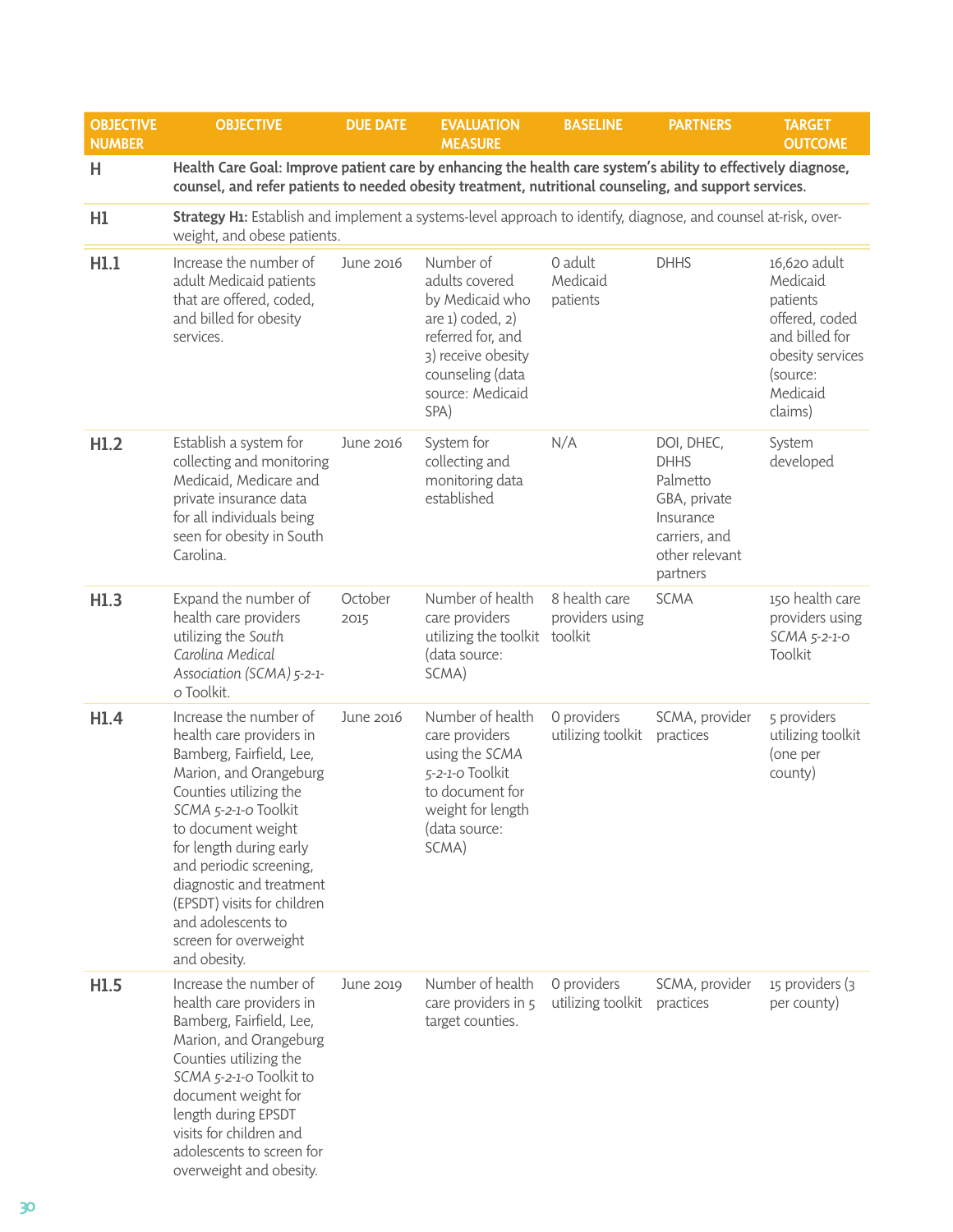| OBJECTIVE NUMBER | OBJECTIVE | DUE DATE | EVALUATION MEASURE | BASELINE | PARTNERS | TARGET OUTCOME |
|---|---|---|---|---|---|---|
| **H** | **Health Care Goal: Improve patient care by enhancing the health care system's ability to effectively diagnose, counsel, and refer patients to needed obesity treatment, nutritional counseling, and support services.** | | | | | |
| **H1** | **Strategy H1:** Establish and implement a systems-level approach to identify, diagnose, and counsel at-risk, over-weight, and obese patients. | | | | | |
| **H1.1** | Increase the number of adult Medicaid patients that are offered, coded, and billed for obesity services. | June 2016 | Number of adults covered by Medicaid who are 1) coded, 2) referred for, and 3) receive obesity counseling (data source: Medicaid SPA) | 0 adult Medicaid patients | DHHS | 16,620 adult Medicaid patients offered, coded and billed for obesity services (source: Medicaid claims) |
| **H1.2** | Establish a system for collecting and monitoring Medicaid, Medicare and private insurance data for all individuals being seen for obesity in South Carolina. | June 2016 | System for collecting and monitoring data established | N/A | DOI, DHEC, DHHS Palmetto GBA, private Insurance carriers, and other relevant partners | System developed |
| **H1.3** | Expand the number of health care providers utilizing the *South Carolina Medical Association (SCMA) 5-2-1-0* Toolkit. | October 2015 | Number of health care providers utilizing the toolkit (data source: SCMA) | 8 health care providers using toolkit | SCMA | 150 health care providers using *SCMA 5-2-1-0* Toolkit |
| **H1.4** | Increase the number of health care providers in Bamberg, Fairfield, Lee, Marion, and Orangeburg Counties utilizing the *SCMA 5-2-1-0* Toolkit to document weight for length during early and periodic screening, diagnostic and treatment (EPSDT) visits for children and adolescents to screen for overweight and obesity. | June 2016 | Number of health care providers using the *SCMA 5-2-1-0* Toolkit to document for weight for length (data source: SCMA) | 0 providers utilizing toolkit | SCMA, provider practices | 5 providers utilizing toolkit (one per county) |
| **H1.5** | Increase the number of health care providers in Bamberg, Fairfield, Lee, Marion, and Orangeburg Counties utilizing the *SCMA 5-2-1-0* Toolkit to document weight for length during EPSDT visits for children and adolescents to screen for overweight and obesity. | June 2019 | Number of health care providers in 5 target counties. | 0 providers utilizing toolkit | SCMA, provider practices | 15 providers (3 per county) |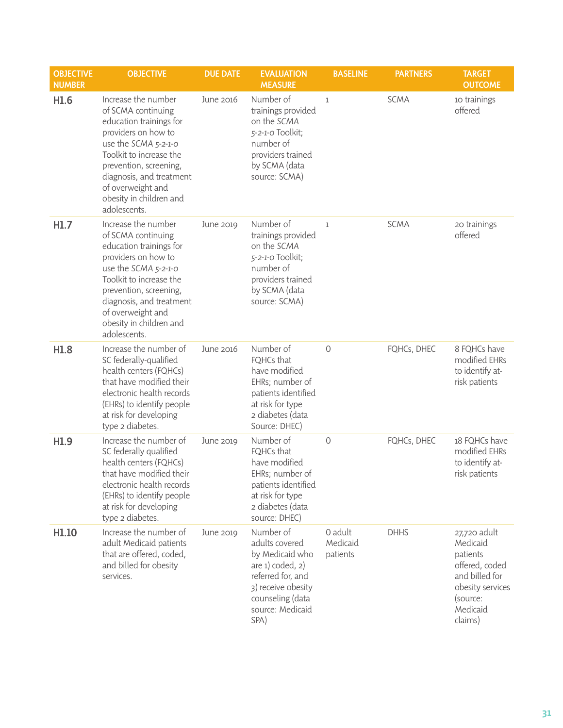| OBJECTIVE NUMBER | OBJECTIVE | DUE DATE | EVALUATION MEASURE | BASELINE | PARTNERS | TARGET OUTCOME |
|---|---|---|---|---|---|---|
| **H1.6** | Increase the number of SCMA continuing education trainings for providers on how to use the *SCMA 5-2-1-0* Toolkit to increase the prevention, screening, diagnosis, and treatment of overweight and obesity in children and adolescents. | June 2016 | Number of trainings provided on the *SCMA 5-2-1-0* Toolkit; number of providers trained by SCMA (data source: SCMA) | 1 | SCMA | 10 trainings offered |
| **H1.7** | Increase the number of SCMA continuing education trainings for providers on how to use the *SCMA 5-2-1-0* Toolkit to increase the prevention, screening, diagnosis, and treatment of overweight and obesity in children and adolescents. | June 2019 | Number of trainings provided on the *SCMA 5-2-1-0* Toolkit; number of providers trained by SCMA (data source: SCMA) | 1 | SCMA | 20 trainings offered |
| **H1.8** | Increase the number of SC federally-qualified health centers (FQHCs) that have modified their electronic health records (EHRs) to identify people at risk for developing type 2 diabetes. | June 2016 | Number of FQHCs that have modified EHRs; number of patients identified at risk for type 2 diabetes (data Source: DHEC) | 0 | FQHCs, DHEC | 8 FQHCs have modified EHRs to identify at-risk patients |
| **H1.9** | Increase the number of SC federally qualified health centers (FQHCs) that have modified their electronic health records (EHRs) to identify people at risk for developing type 2 diabetes. | June 2019 | Number of FQHCs that have modified EHRs; number of patients identified at risk for type 2 diabetes (data source: DHEC) | 0 | FQHCs, DHEC | 18 FQHCs have modified EHRs to identify at-risk patients |
| **H1.10** | Increase the number of adult Medicaid patients that are offered, coded, and billed for obesity services. | June 2019 | Number of adults covered by Medicaid who are 1) coded, 2) referred for, and 3) receive obesity counseling (data source: Medicaid SPA) | 0 adult Medicaid patients | DHHS | 27,720 adult Medicaid patients offered, coded and billed for obesity services (source: Medicaid claims) |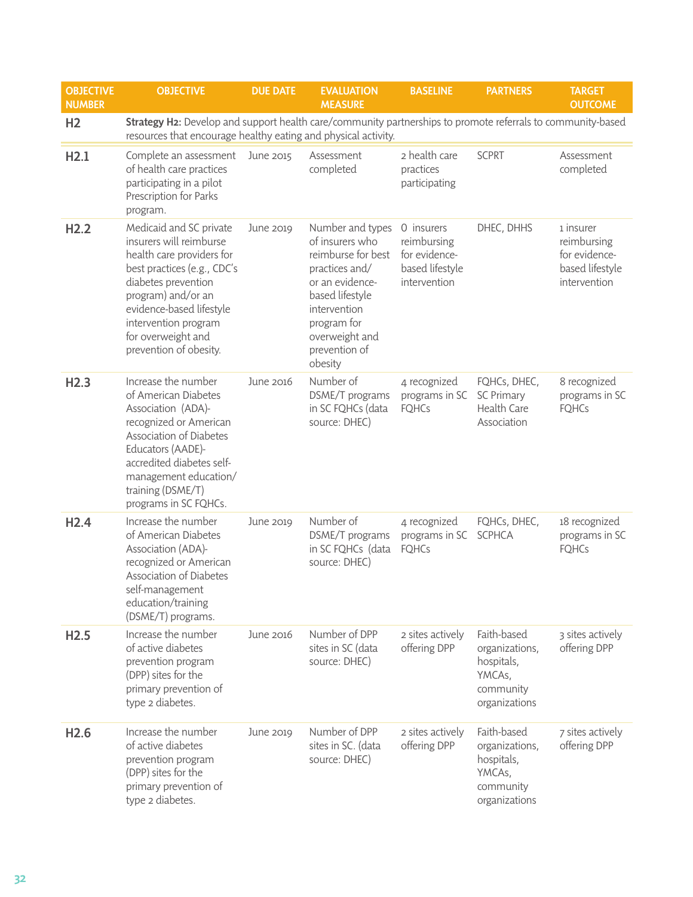| OBJECTIVE NUMBER | OBJECTIVE | DUE DATE | EVALUATION MEASURE | BASELINE | PARTNERS | TARGET OUTCOME |
|---|---|---|---|---|---|---|
| **H2** | **Strategy H2:** Develop and support health care/community partnerships to promote referrals to community-based resources that encourage healthy eating and physical activity. | | | | | |
| **H2.1** | Complete an assessment of health care practices participating in a pilot Prescription for Parks program. | June 2015 | Assessment completed | 2 health care practices participating | SCPRT | Assessment completed |
| **H2.2** | Medicaid and SC private insurers will reimburse health care providers for best practices (e.g., CDC's diabetes prevention program) and/or an evidence-based lifestyle intervention program for overweight and prevention of obesity. | June 2019 | Number and types of insurers who reimburse for best practices and/ or an evidence-based lifestyle intervention program for overweight and prevention of obesity | 0 insurers reimbursing for evidence-based lifestyle intervention | DHEC, DHHS | 1 insurer reimbursing for evidence-based lifestyle intervention |
| **H2.3** | Increase the number of American Diabetes Association (ADA)-recognized or American Association of Diabetes Educators (AADE)-accredited diabetes self-management education/ training (DSME/T) programs in SC FQHCs. | June 2016 | Number of DSME/T programs in SC FQHCs (data source: DHEC) | 4 recognized programs in SC FQHCs | FQHCs, DHEC, SC Primary Health Care Association | 8 recognized programs in SC FQHCs |
| **H2.4** | Increase the number of American Diabetes Association (ADA)-recognized or American Association of Diabetes self-management education/training (DSME/T) programs. | June 2019 | Number of DSME/T programs in SC FQHCs (data source: DHEC) | 4 recognized programs in SC FQHCs | FQHCs, DHEC, SCPHCA | 18 recognized programs in SC FQHCs |
| **H2.5** | Increase the number of active diabetes prevention program (DPP) sites for the primary prevention of type 2 diabetes. | June 2016 | Number of DPP sites in SC (data source: DHEC) | 2 sites actively offering DPP | Faith-based organizations, hospitals, YMCAs, community organizations | 3 sites actively offering DPP |
| **H2.6** | Increase the number of active diabetes prevention program (DPP) sites for the primary prevention of type 2 diabetes. | June 2019 | Number of DPP sites in SC. (data source: DHEC) | 2 sites actively offering DPP | Faith-based organizations, hospitals, YMCAs, community organizations | 7 sites actively offering DPP |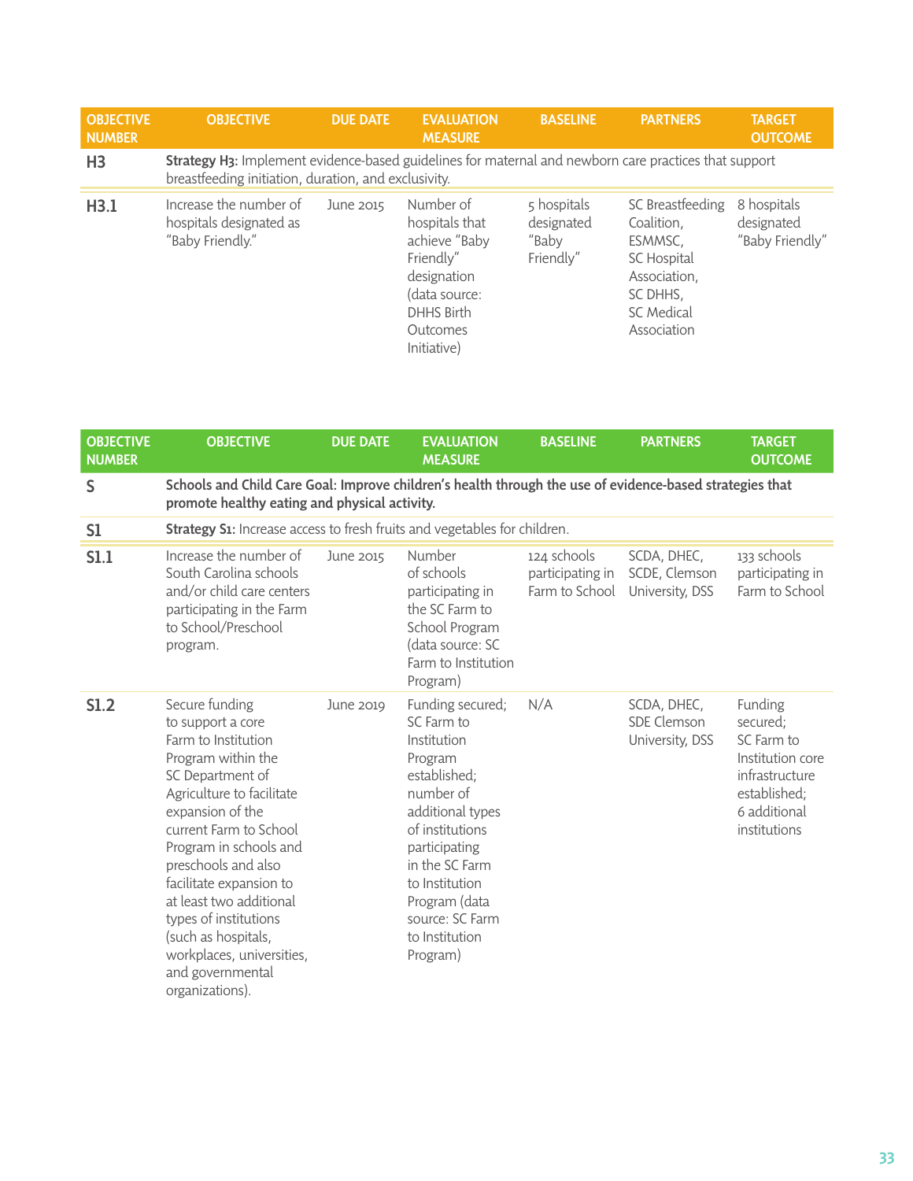| OBJECTIVE NUMBER | OBJECTIVE | DUE DATE | EVALUATION MEASURE | BASELINE | PARTNERS | TARGET OUTCOME |
|---|---|---|---|---|---|---|
| **H3** | **Strategy H3:** Implement evidence-based guidelines for maternal and newborn care practices that support breastfeeding initiation, duration, and exclusivity. | | | | | |
| **H3.1** | Increase the number of hospitals designated as "Baby Friendly." | June 2015 | Number of hospitals that achieve "Baby Friendly" designation (data source: DHHS Birth Outcomes Initiative) | 5 hospitals designated "Baby Friendly" | SC Breastfeeding Coalition, ESMMSC, SC Hospital Association, SC DHHS, SC Medical Association | 8 hospitals designated "Baby Friendly" |

| OBJECTIVE NUMBER | OBJECTIVE | DUE DATE | EVALUATION MEASURE | BASELINE | PARTNERS | TARGET OUTCOME |
|---|---|---|---|---|---|---|
| **S** | **Schools and Child Care Goal: Improve children's health through the use of evidence-based strategies that promote healthy eating and physical activity.** | | | | | |
| **S1** | **Strategy S1:** Increase access to fresh fruits and vegetables for children. | | | | | |
| **S1.1** | Increase the number of South Carolina schools and/or child care centers participating in the Farm to School/Preschool program. | June 2015 | Number of schools participating in the SC Farm to School Program (data source: SC Farm to Institution Program) | 124 schools participating in Farm to School | SCDA, DHEC, SCDE, Clemson University, DSS | 133 schools participating in Farm to School |
| **S1.2** | Secure funding to support a core Farm to Institution Program within the SC Department of Agriculture to facilitate expansion of the current Farm to School Program in schools and preschools and also facilitate expansion to at least two additional types of institutions (such as hospitals, workplaces, universities, and governmental organizations). | June 2019 | Funding secured; SC Farm to Institution Program established; number of additional types of institutions participating in the SC Farm to Institution Program (data source: SC Farm to Institution Program) | N/A | SCDA, DHEC, SDE Clemson University, DSS | Funding secured; SC Farm to Institution core infrastructure established; 6 additional institutions |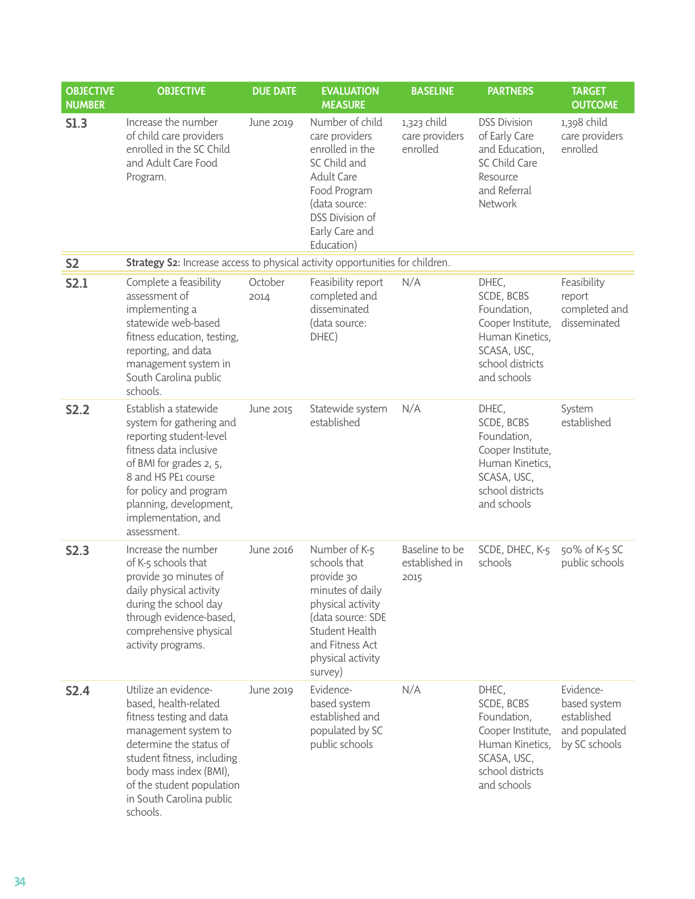| OBJECTIVE NUMBER | OBJECTIVE | DUE DATE | EVALUATION MEASURE | BASELINE | PARTNERS | TARGET OUTCOME |
|---|---|---|---|---|---|---|
| **S1.3** | Increase the number of child care providers enrolled in the SC Child and Adult Care Food Program. | June 2019 | Number of child care providers enrolled in the SC Child and Adult Care Food Program (data source: DSS Division of Early Care and Education) | 1,323 child care providers enrolled | DSS Division of Early Care and Education, SC Child Care Resource and Referral Network | 1,398 child care providers enrolled |
| **S2** | **Strategy S2:** Increase access to physical activity opportunities for children. | | | | | |
| **S2.1** | Complete a feasibility assessment of implementing a statewide web-based fitness education, testing, reporting, and data management system in South Carolina public schools. | October 2014 | Feasibility report completed and disseminated (data source: DHEC) | N/A | DHEC, SCDE, BCBS Foundation, Cooper Institute, Human Kinetics, SCASA, USC, school districts and schools | Feasibility report completed and disseminated |
| **S2.2** | Establish a statewide system for gathering and reporting student-level fitness data inclusive of BMI for grades 2, 5, 8 and HS PE1 course for policy and program planning, development, implementation, and assessment. | June 2015 | Statewide system established | N/A | DHEC, SCDE, BCBS Foundation, Cooper Institute, Human Kinetics, SCASA, USC, school districts and schools | System established |
| **S2.3** | Increase the number of K-5 schools that provide 30 minutes of daily physical activity during the school day through evidence-based, comprehensive physical activity programs. | June 2016 | Number of K-5 schools that provide 30 minutes of daily physical activity (data source: SDE Student Health and Fitness Act physical activity survey) | Baseline to be established in 2015 | SCDE, DHEC, K-5 schools | 50% of K-5 SC public schools |
| **S2.4** | Utilize an evidence-based, health-related fitness testing and data management system to determine the status of student fitness, including body mass index (BMI), of the student population in South Carolina public schools. | June 2019 | Evidence-based system established and populated by SC public schools | N/A | DHEC, SCDE, BCBS Foundation, Cooper Institute, Human Kinetics, SCASA, USC, school districts and schools | Evidence-based system established and populated by SC schools |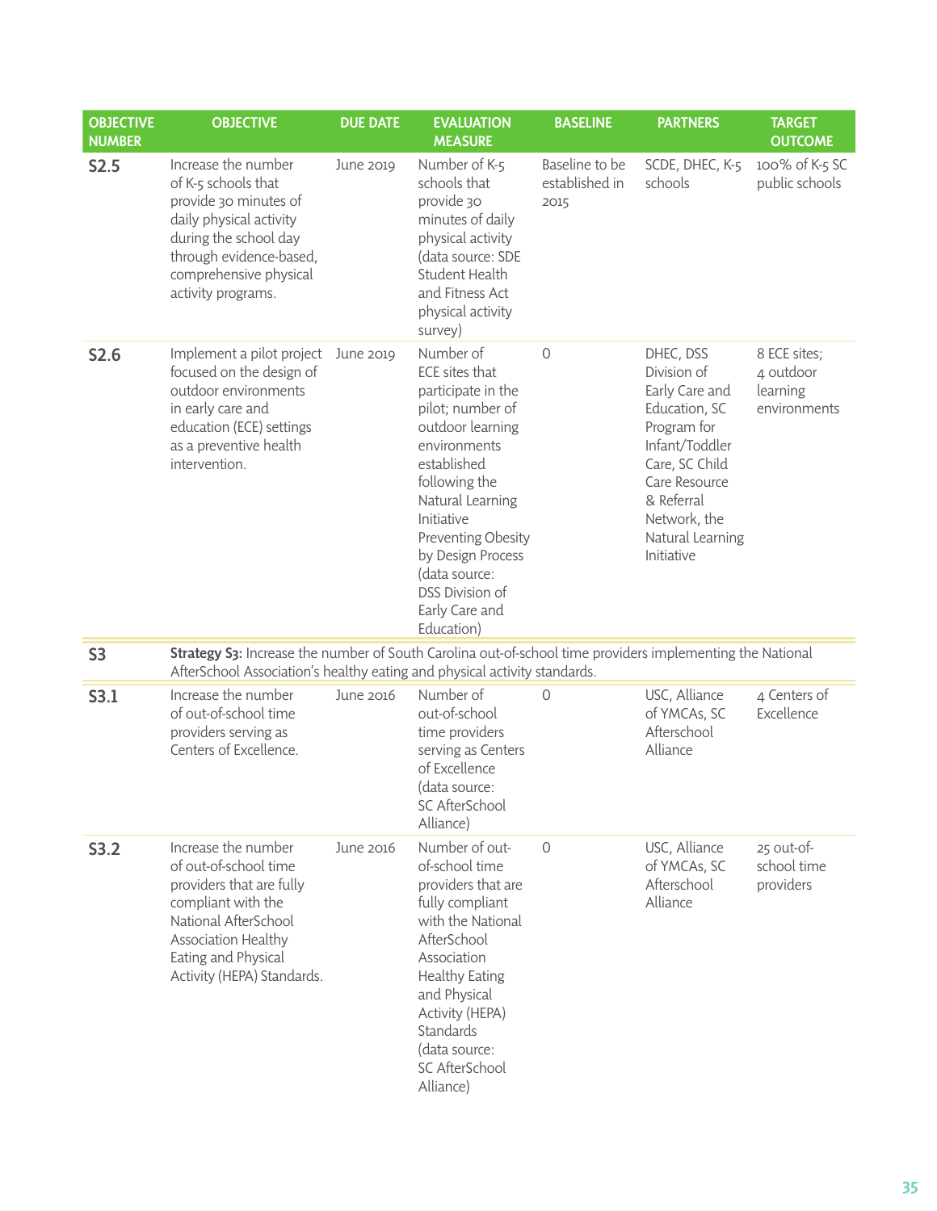| OBJECTIVE NUMBER | OBJECTIVE | DUE DATE | EVALUATION MEASURE | BASELINE | PARTNERS | TARGET OUTCOME |
|---|---|---|---|---|---|---|
| **S2.5** | Increase the number of K-5 schools that provide 30 minutes of daily physical activity during the school day through evidence-based, comprehensive physical activity programs. | June 2019 | Number of K-5 schools that provide 30 minutes of daily physical activity (data source: SDE Student Health and Fitness Act physical activity survey) | Baseline to be established in 2015 | SCDE, DHEC, K-5 schools | 100% of K-5 SC public schools |
| **S2.6** | Implement a pilot project focused on the design of outdoor environments in early care and education (ECE) settings as a preventive health intervention. | June 2019 | Number of ECE sites that participate in the pilot; number of outdoor learning environments established following the Natural Learning Initiative Preventing Obesity by Design Process (data source: DSS Division of Early Care and Education) | 0 | DHEC, DSS Division of Early Care and Education, SC Program for Infant/Toddler Care, SC Child Care Resource & Referral Network, the Natural Learning Initiative | 8 ECE sites; 4 outdoor learning environments |
| **S3** | **Strategy S3:** Increase the number of South Carolina out-of-school time providers implementing the National AfterSchool Association's healthy eating and physical activity standards. | | | | | |
| **S3.1** | Increase the number of out-of-school time providers serving as Centers of Excellence. | June 2016 | Number of out-of-school time providers serving as Centers of Excellence (data source: SC AfterSchool Alliance) | 0 | USC, Alliance of YMCAs, SC Afterschool Alliance | 4 Centers of Excellence |
| **S3.2** | Increase the number of out-of-school time providers that are fully compliant with the National AfterSchool Association Healthy Eating and Physical Activity (HEPA) Standards. | June 2016 | Number of out-of-school time providers that are fully compliant with the National AfterSchool Association Healthy Eating and Physical Activity (HEPA) Standards (data source: SC AfterSchool Alliance) | 0 | USC, Alliance of YMCAs, SC Afterschool Alliance | 25 out-of-school time providers |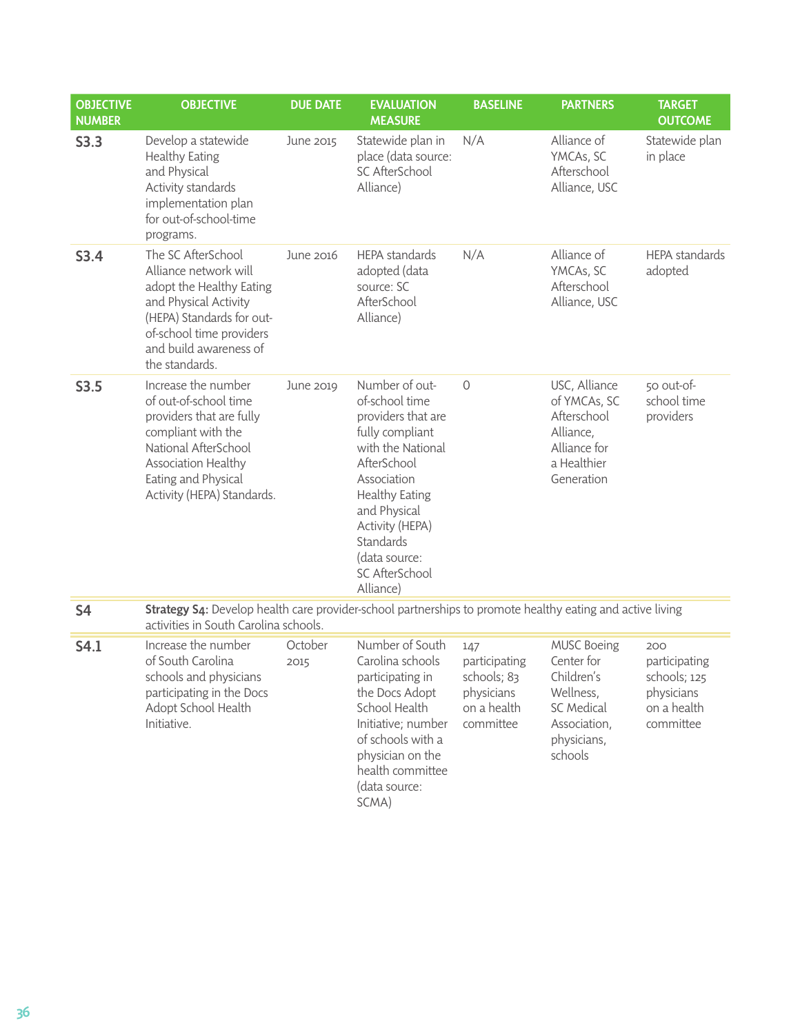| OBJECTIVE NUMBER | OBJECTIVE | DUE DATE | EVALUATION MEASURE | BASELINE | PARTNERS | TARGET OUTCOME |
|---|---|---|---|---|---|---|
| **S3.3** | Develop a statewide Healthy Eating and Physical Activity standards implementation plan for out-of-school-time programs. | June 2015 | Statewide plan in place (data source: SC AfterSchool Alliance) | N/A | Alliance of YMCAs, SC Afterschool Alliance, USC | Statewide plan in place |
| **S3.4** | The SC AfterSchool Alliance network will adopt the Healthy Eating and Physical Activity (HEPA) Standards for out-of-school time providers and build awareness of the standards. | June 2016 | HEPA standards adopted (data source: SC AfterSchool Alliance) | N/A | Alliance of YMCAs, SC Afterschool Alliance, USC | HEPA standards adopted |
| **S3.5** | Increase the number of out-of-school time providers that are fully compliant with the National AfterSchool Association Healthy Eating and Physical Activity (HEPA) Standards. | June 2019 | Number of out-of-school time providers that are fully compliant with the National AfterSchool Association Healthy Eating and Physical Activity (HEPA) Standards (data source: SC AfterSchool Alliance) | 0 | USC, Alliance of YMCAs, SC Afterschool Alliance, Alliance for a Healthier Generation | 50 out-of-school time providers |
| **S4** | **Strategy S4:** Develop health care provider-school partnerships to promote healthy eating and active living activities in South Carolina schools. | | | | | |
| **S4.1** | Increase the number of South Carolina schools and physicians participating in the Docs Adopt School Health Initiative. | October 2015 | Number of South Carolina schools participating in the Docs Adopt School Health Initiative; number of schools with a physician on the health committee (data source: SCMA) | 147 participating schools; 83 physicians on a health committee | MUSC Boeing Center for Children's Wellness, SC Medical Association, physicians, schools | 200 participating schools; 125 physicians on a health committee |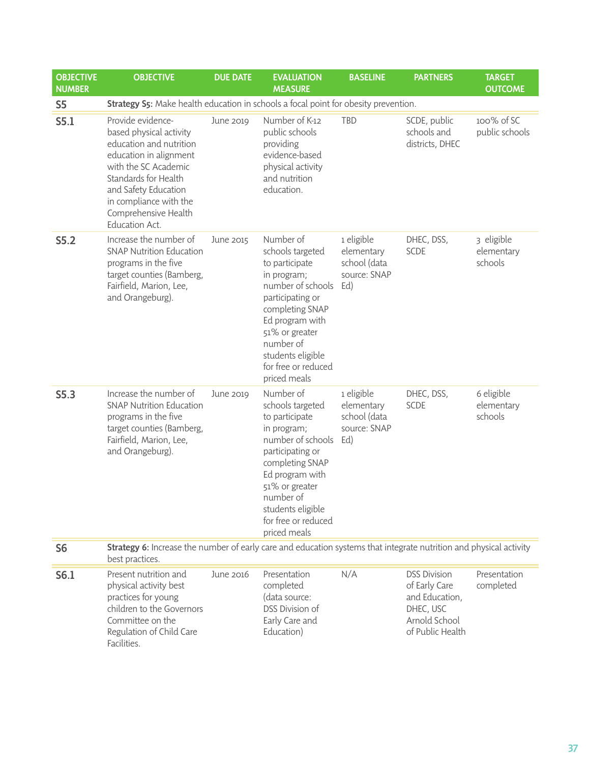| OBJECTIVE NUMBER | OBJECTIVE | DUE DATE | EVALUATION MEASURE | BASELINE | PARTNERS | TARGET OUTCOME |
|---|---|---|---|---|---|---|
| **S5** | **Strategy S5:** Make health education in schools a focal point for obesity prevention. | | | | | |
| **S5.1** | Provide evidence-based physical activity education and nutrition education in alignment with the SC Academic Standards for Health and Safety Education in compliance with the Comprehensive Health Education Act. | June 2019 | Number of K-12 public schools providing evidence-based physical activity and nutrition education. | TBD | SCDE, public schools and districts, DHEC | 100% of SC public schools |
| **S5.2** | Increase the number of SNAP Nutrition Education programs in the five target counties (Bamberg, Fairfield, Marion, Lee, and Orangeburg). | June 2015 | Number of schools targeted to participate in program; number of schools participating or completing SNAP Ed program with 51% or greater number of students eligible for free or reduced priced meals | 1 eligible elementary school (data source: SNAP Ed) | DHEC, DSS, SCDE | 3 eligible elementary schools |
| **S5.3** | Increase the number of SNAP Nutrition Education programs in the five target counties (Bamberg, Fairfield, Marion, Lee, and Orangeburg). | June 2019 | Number of schools targeted to participate in program; number of schools participating or completing SNAP Ed program with 51% or greater number of students eligible for free or reduced priced meals | 1 eligible elementary school (data source: SNAP Ed) | DHEC, DSS, SCDE | 6 eligible elementary schools |
| **S6** | **Strategy 6:** Increase the number of early care and education systems that integrate nutrition and physical activity best practices. | | | | | |
| **S6.1** | Present nutrition and physical activity best practices for young children to the Governors Committee on the Regulation of Child Care Facilities. | June 2016 | Presentation completed (data source: DSS Division of Early Care and Education) | N/A | DSS Division of Early Care and Education, DHEC, USC Arnold School of Public Health | Presentation completed |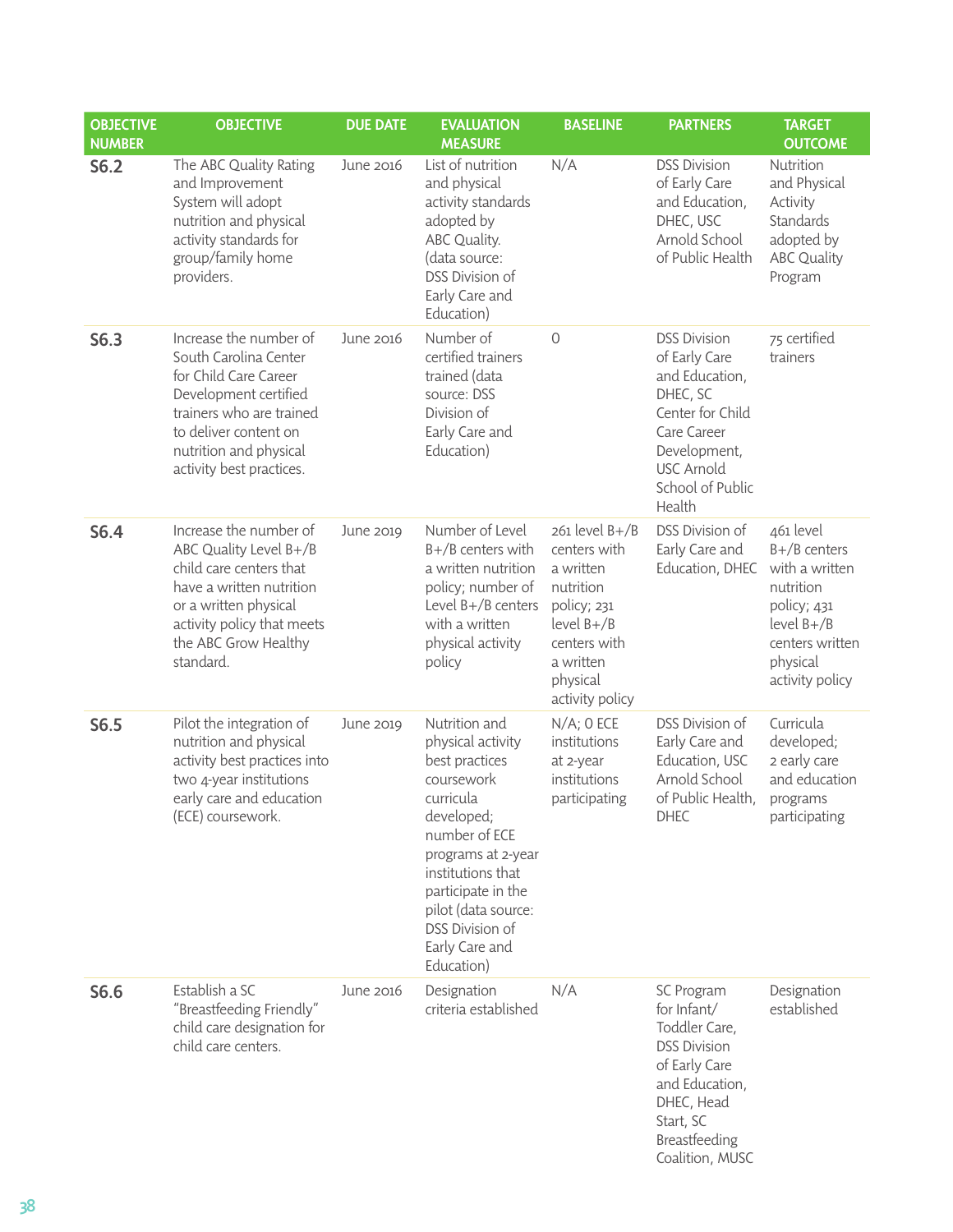| OBJECTIVE NUMBER | OBJECTIVE | DUE DATE | EVALUATION MEASURE | BASELINE | PARTNERS | TARGET OUTCOME |
|---|---|---|---|---|---|---|
| **S6.2** | The ABC Quality Rating and Improvement System will adopt nutrition and physical activity standards for group/family home providers. | June 2016 | List of nutrition and physical activity standards adopted by ABC Quality. (data source: DSS Division of Early Care and Education) | N/A | DSS Division of Early Care and Education, DHEC, USC Arnold School of Public Health | Nutrition and Physical Activity Standards adopted by ABC Quality Program |
| **S6.3** | Increase the number of South Carolina Center for Child Care Career Development certified trainers who are trained to deliver content on nutrition and physical activity best practices. | June 2016 | Number of certified trainers trained (data source: DSS Division of Early Care and Education) | 0 | DSS Division of Early Care and Education, DHEC, SC Center for Child Care Career Development, USC Arnold School of Public Health | 75 certified trainers |
| **S6.4** | Increase the number of ABC Quality Level B+/B child care centers that have a written nutrition or a written physical activity policy that meets the ABC Grow Healthy standard. | June 2019 | Number of Level B+/B centers with a written nutrition policy; number of Level B+/B centers with a written physical activity policy | 261 level B+/B centers with a written nutrition policy; 231 level B+/B centers with a written physical activity policy | DSS Division of Early Care and Education, DHEC | 461 level B+/B centers with a written nutrition policy; 431 level B+/B centers written physical activity policy |
| **S6.5** | Pilot the integration of nutrition and physical activity best practices into two 4-year institutions early care and education (ECE) coursework. | June 2019 | Nutrition and physical activity best practices coursework curricula developed; number of ECE programs at 2-year institutions that participate in the pilot (data source: DSS Division of Early Care and Education) | N/A; 0 ECE institutions at 2-year institutions participating | DSS Division of Early Care and Education, USC Arnold School of Public Health, DHEC | Curricula developed; 2 early care and education programs participating |
| **S6.6** | Establish a SC "Breastfeeding Friendly" child care designation for child care centers. | June 2016 | Designation criteria established | N/A | SC Program for Infant/Toddler Care, DSS Division of Early Care and Education, DHEC, Head Start, SC Breastfeeding Coalition, MUSC | Designation established |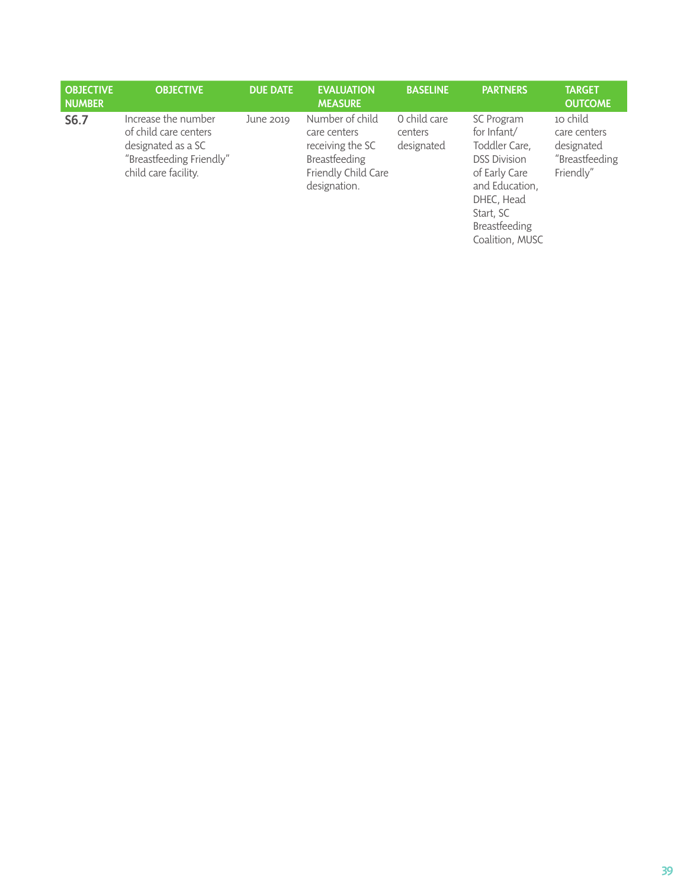| OBJECTIVE NUMBER | OBJECTIVE | DUE DATE | EVALUATION MEASURE | BASELINE | PARTNERS | TARGET OUTCOME |
|---|---|---|---|---|---|---|
| **S6.7** | Increase the number of child care centers designated as a SC "Breastfeeding Friendly" child care facility. | June 2019 | Number of child care centers receiving the SC Breastfeeding Friendly Child Care designation. | 0 child care centers designated | SC Program for Infant/ Toddler Care, DSS Division of Early Care and Education, DHEC, Head Start, SC Breastfeeding Coalition, MUSC | 10 child care centers designated "Breastfeeding Friendly" |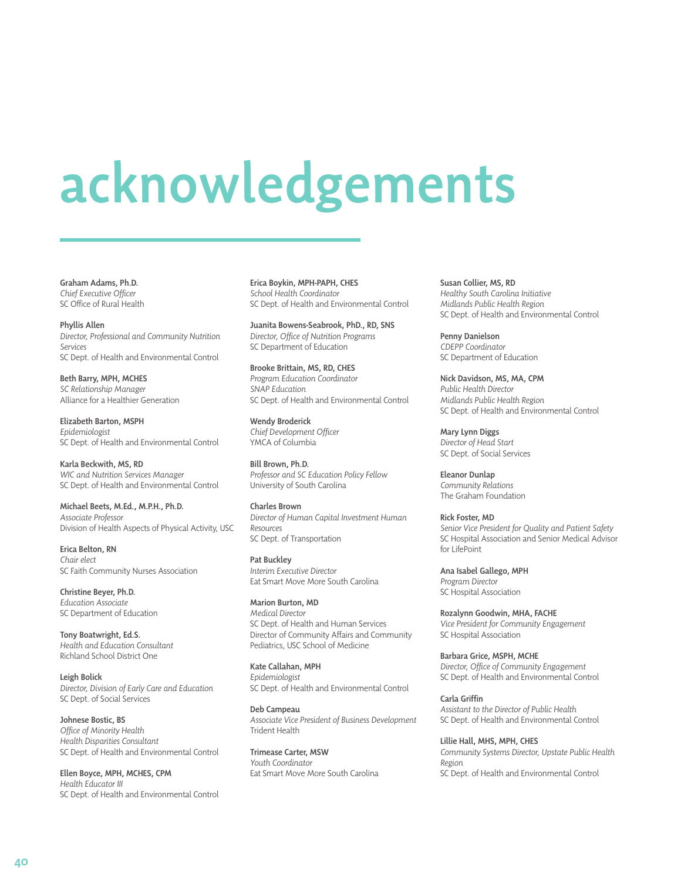# acknowledgements

**Graham Adams, Ph.D.**
*Chief Executive Officer*
SC Office of Rural Health

**Phyllis Allen**
*Director, Professional and Community Nutrition Services*
SC Dept. of Health and Environmental Control

**Beth Barry, MPH, MCHES**
*SC Relationship Manager*
Alliance for a Healthier Generation

**Elizabeth Barton, MSPH**
*Epidemiologist*
SC Dept. of Health and Environmental Control

**Karla Beckwith, MS, RD**
*WIC and Nutrition Services Manager*
SC Dept. of Health and Environmental Control

**Michael Beets, M.Ed., M.P.H., Ph.D.**
*Associate Professor*
Division of Health Aspects of Physical Activity, USC

**Erica Belton, RN**
*Chair elect*
SC Faith Community Nurses Association

**Christine Beyer, Ph.D.**
*Education Associate*
SC Department of Education

**Tony Boatwright, Ed.S.**
*Health and Education Consultant*
Richland School District One

**Leigh Bolick**
*Director, Division of Early Care and Education*
SC Dept. of Social Services

**Johnese Bostic, BS**
*Office of Minority Health*
*Health Disparities Consultant*
SC Dept. of Health and Environmental Control

**Ellen Boyce, MPH, MCHES, CPM**
*Health Educator III*
SC Dept. of Health and Environmental Control

**Erica Boykin, MPH-PAPH, CHES**
*School Health Coordinator*
SC Dept. of Health and Environmental Control

**Juanita Bowens-Seabrook, PhD., RD, SNS**
*Director, Office of Nutrition Programs*
SC Department of Education

**Brooke Brittain, MS, RD, CHES**
*Program Education Coordinator*
*SNAP Education*
SC Dept. of Health and Environmental Control

**Wendy Broderick**
*Chief Development Officer*
YMCA of Columbia

**Bill Brown, Ph.D.**
*Professor and SC Education Policy Fellow*
University of South Carolina

**Charles Brown**
*Director of Human Capital Investment Human Resources*
SC Dept. of Transportation

**Pat Buckley**
*Interim Executive Director*
Eat Smart Move More South Carolina

**Marion Burton, MD**
*Medical Director*
SC Dept. of Health and Human Services
Director of Community Affairs and Community Pediatrics, USC School of Medicine

**Kate Callahan, MPH**
*Epidemiologist*
SC Dept. of Health and Environmental Control

**Deb Campeau**
*Associate Vice President of Business Development*
Trident Health

**Trimease Carter, MSW**
*Youth Coordinator*
Eat Smart Move More South Carolina

**Susan Collier, MS, RD**
*Healthy South Carolina Initiative*
*Midlands Public Health Region*
SC Dept. of Health and Environmental Control

**Penny Danielson**
*CDEPP Coordinator*
SC Department of Education

**Nick Davidson, MS, MA, CPM**
*Public Health Director*
*Midlands Public Health Region*
SC Dept. of Health and Environmental Control

**Mary Lynn Diggs**
*Director of Head Start*
SC Dept. of Social Services

**Eleanor Dunlap**
*Community Relations*
The Graham Foundation

**Rick Foster, MD**
*Senior Vice President for Quality and Patient Safety*
SC Hospital Association and Senior Medical Advisor for LifePoint

**Ana Isabel Gallego, MPH**
*Program Director*
SC Hospital Association

**Rozalynn Goodwin, MHA, FACHE**
*Vice President for Community Engagement*
SC Hospital Association

**Barbara Grice, MSPH, MCHE**
*Director, Office of Community Engagement*
SC Dept. of Health and Environmental Control

**Carla Griffin**
*Assistant to the Director of Public Health*
SC Dept. of Health and Environmental Control

**Lillie Hall, MHS, MPH, CHES**
*Community Systems Director, Upstate Public Health Region*
SC Dept. of Health and Environmental Control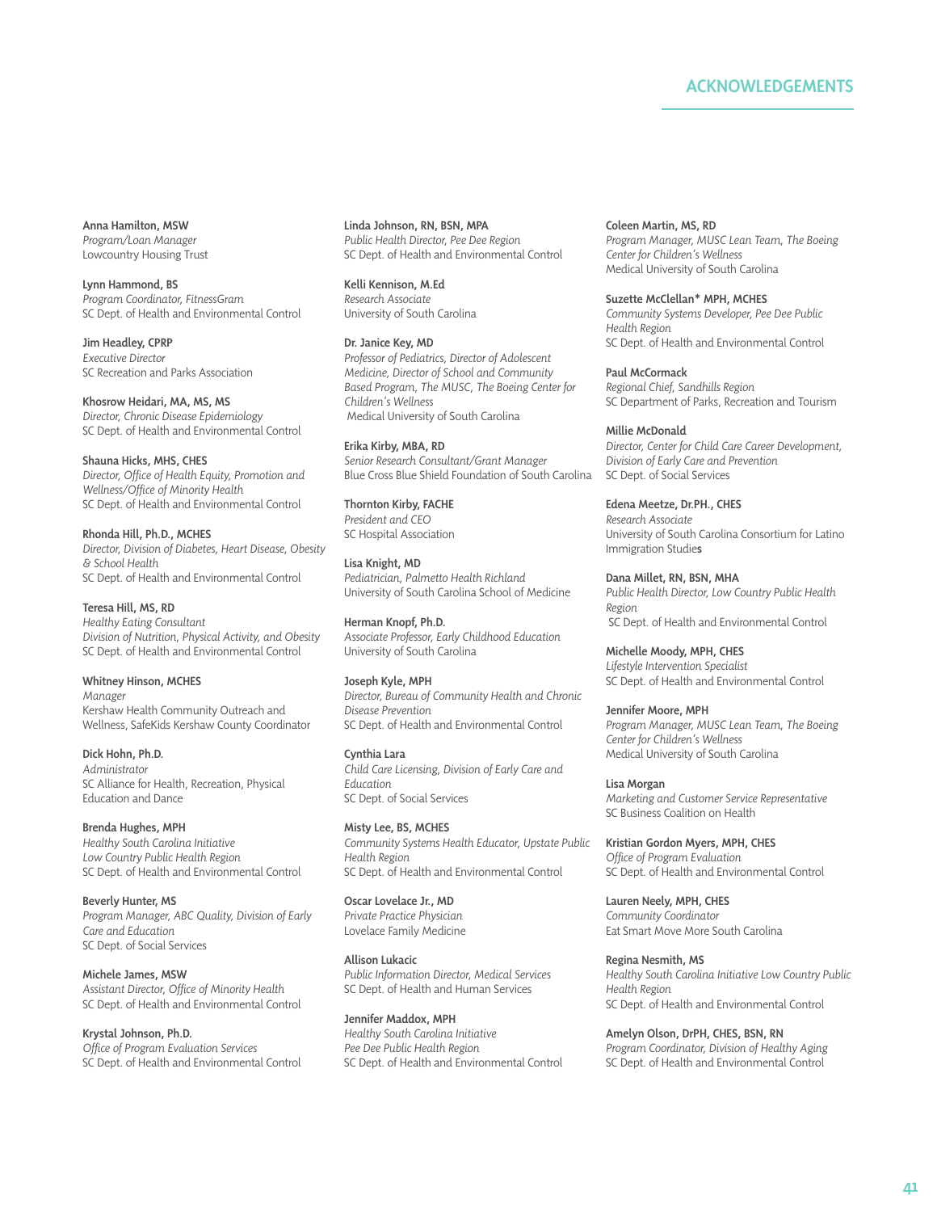## ACKNOWLEDGEMENTS

**Anna Hamilton, MSW**
*Program/Loan Manager*
Lowcountry Housing Trust

**Lynn Hammond, BS**
*Program Coordinator, FitnessGram*
SC Dept. of Health and Environmental Control

**Jim Headley, CPRP**
*Executive Director*
SC Recreation and Parks Association

**Khosrow Heidari, MA, MS, MS**
*Director, Chronic Disease Epidemiology*
SC Dept. of Health and Environmental Control

**Shauna Hicks, MHS, CHES**
*Director, Office of Health Equity, Promotion and Wellness/Office of Minority Health*
SC Dept. of Health and Environmental Control

**Rhonda Hill, Ph.D., MCHES**
*Director, Division of Diabetes, Heart Disease, Obesity & School Health*
SC Dept. of Health and Environmental Control

**Teresa Hill, MS, RD**
*Healthy Eating Consultant*
*Division of Nutrition, Physical Activity, and Obesity*
SC Dept. of Health and Environmental Control

**Whitney Hinson, MCHES**
*Manager*
Kershaw Health Community Outreach and Wellness, SafeKids Kershaw County Coordinator

**Dick Hohn, Ph.D.**
*Administrator*
SC Alliance for Health, Recreation, Physical Education and Dance

**Brenda Hughes, MPH**
*Healthy South Carolina Initiative*
*Low Country Public Health Region*
SC Dept. of Health and Environmental Control

**Beverly Hunter, MS**
*Program Manager, ABC Quality, Division of Early Care and Education*
SC Dept. of Social Services

**Michele James, MSW**
*Assistant Director, Office of Minority Health*
SC Dept. of Health and Environmental Control

**Krystal Johnson, Ph.D.**
*Office of Program Evaluation Services*
SC Dept. of Health and Environmental Control

**Linda Johnson, RN, BSN, MPA**
*Public Health Director, Pee Dee Region*
SC Dept. of Health and Environmental Control

**Kelli Kennison, M.Ed**
*Research Associate*
University of South Carolina

**Dr. Janice Key, MD**
*Professor of Pediatrics, Director of Adolescent Medicine, Director of School and Community Based Program, The MUSC, The Boeing Center for Children's Wellness*
Medical University of South Carolina

**Erika Kirby, MBA, RD**
*Senior Research Consultant/Grant Manager*
Blue Cross Blue Shield Foundation of South Carolina

**Thornton Kirby, FACHE**
*President and CEO*
SC Hospital Association

**Lisa Knight, MD**
*Pediatrician, Palmetto Health Richland*
University of South Carolina School of Medicine

**Herman Knopf, Ph.D.**
*Associate Professor, Early Childhood Education*
University of South Carolina

**Joseph Kyle, MPH**
*Director, Bureau of Community Health and Chronic Disease Prevention*
SC Dept. of Health and Environmental Control

**Cynthia Lara**
*Child Care Licensing, Division of Early Care and Education*
SC Dept. of Social Services

**Misty Lee, BS, MCHES**
*Community Systems Health Educator, Upstate Public Health Region*
SC Dept. of Health and Environmental Control

**Oscar Lovelace Jr., MD**
*Private Practice Physician*
Lovelace Family Medicine

**Allison Lukacic**
*Public Information Director, Medical Services*
SC Dept. of Health and Human Services

**Jennifer Maddox, MPH**
*Healthy South Carolina Initiative*
*Pee Dee Public Health Region*
SC Dept. of Health and Environmental Control

**Coleen Martin, MS, RD**
*Program Manager, MUSC Lean Team, The Boeing Center for Children's Wellness*
Medical University of South Carolina

**Suzette McClellan* MPH, MCHES**
*Community Systems Developer, Pee Dee Public Health Region*
SC Dept. of Health and Environmental Control

**Paul McCormack**
*Regional Chief, Sandhills Region*
SC Department of Parks, Recreation and Tourism

**Millie McDonald**
*Director, Center for Child Care Career Development, Division of Early Care and Prevention*
SC Dept. of Social Services

**Edena Meetze, Dr.PH., CHES**
*Research Associate*
University of South Carolina Consortium for Latino Immigration Studies

**Dana Millet, RN, BSN, MHA**
*Public Health Director, Low Country Public Health Region*
SC Dept. of Health and Environmental Control

**Michelle Moody, MPH, CHES**
*Lifestyle Intervention Specialist*
SC Dept. of Health and Environmental Control

**Jennifer Moore, MPH**
*Program Manager, MUSC Lean Team, The Boeing Center for Children's Wellness*
Medical University of South Carolina

**Lisa Morgan**
*Marketing and Customer Service Representative*
SC Business Coalition on Health

**Kristian Gordon Myers, MPH, CHES**
*Office of Program Evaluation*
SC Dept. of Health and Environmental Control

**Lauren Neely, MPH, CHES**
*Community Coordinator*
Eat Smart Move More South Carolina

**Regina Nesmith, MS**
*Healthy South Carolina Initiative Low Country Public Health Region*
SC Dept. of Health and Environmental Control

**Amelyn Olson, DrPH, CHES, BSN, RN**
*Program Coordinator, Division of Healthy Aging*
SC Dept. of Health and Environmental Control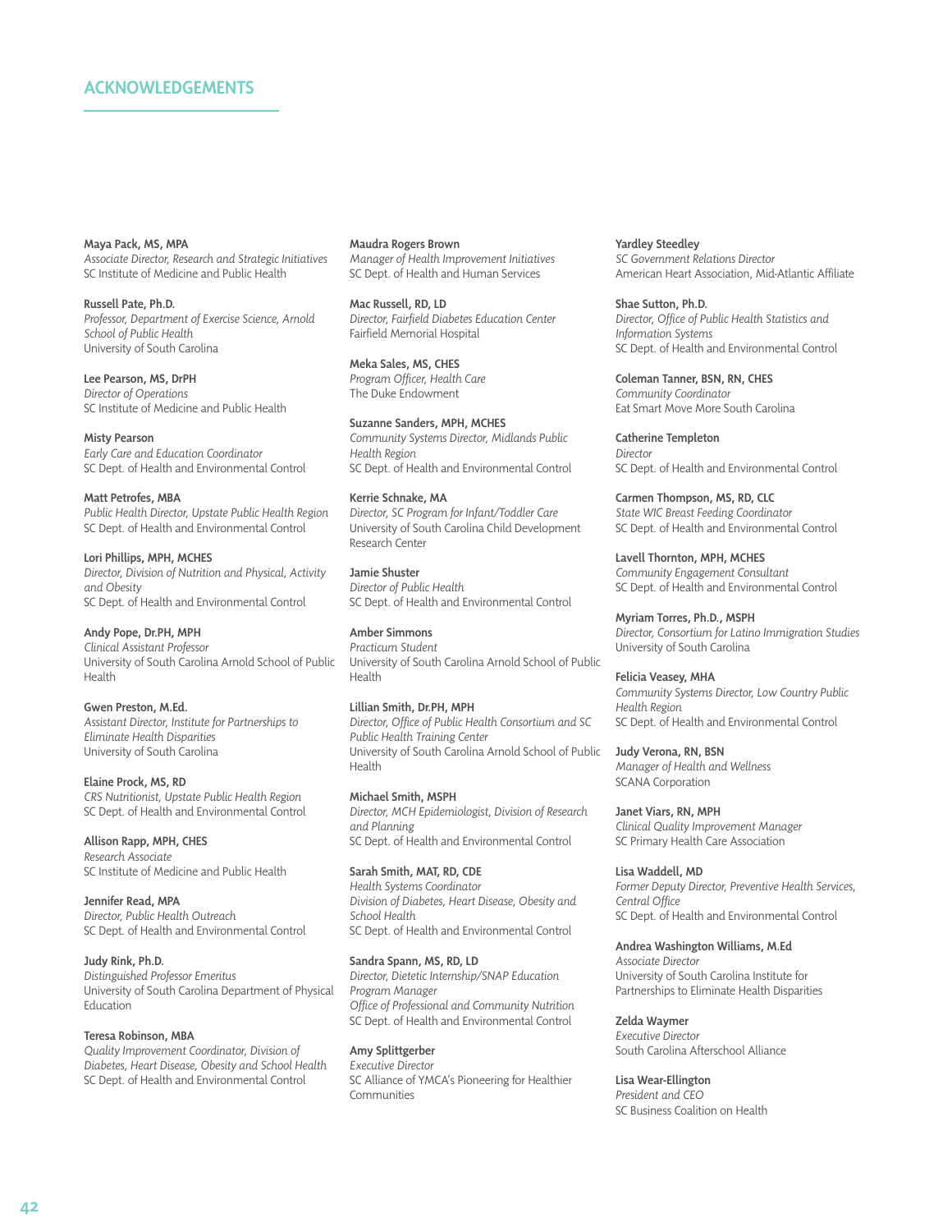## ACKNOWLEDGEMENTS

**Maya Pack, MS, MPA**
*Associate Director, Research and Strategic Initiatives*
SC Institute of Medicine and Public Health

**Russell Pate, Ph.D.**
*Professor, Department of Exercise Science, Arnold School of Public Health*
University of South Carolina

**Lee Pearson, MS, DrPH**
*Director of Operations*
SC Institute of Medicine and Public Health

**Misty Pearson**
*Early Care and Education Coordinator*
SC Dept. of Health and Environmental Control

**Matt Petrofes, MBA**
*Public Health Director, Upstate Public Health Region*
SC Dept. of Health and Environmental Control

**Lori Phillips, MPH, MCHES**
*Director, Division of Nutrition and Physical, Activity and Obesity*
SC Dept. of Health and Environmental Control

**Andy Pope, Dr.PH, MPH**
*Clinical Assistant Professor*
University of South Carolina Arnold School of Public Health

**Gwen Preston, M.Ed.**
*Assistant Director, Institute for Partnerships to Eliminate Health Disparities*
University of South Carolina

**Elaine Prock, MS, RD**
*CRS Nutritionist, Upstate Public Health Region*
SC Dept. of Health and Environmental Control

**Allison Rapp, MPH, CHES**
*Research Associate*
SC Institute of Medicine and Public Health

**Jennifer Read, MPA**
*Director, Public Health Outreach*
SC Dept. of Health and Environmental Control

**Judy Rink, Ph.D.**
*Distinguished Professor Emeritus*
University of South Carolina Department of Physical Education

**Teresa Robinson, MBA**
*Quality Improvement Coordinator, Division of Diabetes, Heart Disease, Obesity and School Health*
SC Dept. of Health and Environmental Control

**Maudra Rogers Brown**
*Manager of Health Improvement Initiatives*
SC Dept. of Health and Human Services

**Mac Russell, RD, LD**
*Director, Fairfield Diabetes Education Center*
Fairfield Memorial Hospital

**Meka Sales, MS, CHES**
*Program Officer, Health Care*
The Duke Endowment

**Suzanne Sanders, MPH, MCHES**
*Community Systems Director, Midlands Public Health Region*
SC Dept. of Health and Environmental Control

**Kerrie Schnake, MA**
*Director, SC Program for Infant/Toddler Care*
University of South Carolina Child Development Research Center

**Jamie Shuster**
*Director of Public Health*
SC Dept. of Health and Environmental Control

**Amber Simmons**
*Practicum Student*
University of South Carolina Arnold School of Public Health

**Lillian Smith, Dr.PH, MPH**
*Director, Office of Public Health Consortium and SC Public Health Training Center*
University of South Carolina Arnold School of Public Health

**Michael Smith, MSPH**
*Director, MCH Epidemiologist, Division of Research and Planning*
SC Dept. of Health and Environmental Control

**Sarah Smith, MAT, RD, CDE**
*Health Systems Coordinator*
*Division of Diabetes, Heart Disease, Obesity and School Health*
SC Dept. of Health and Environmental Control

**Sandra Spann, MS, RD, LD**
*Director, Dietetic Internship/SNAP Education Program Manager*
*Office of Professional and Community Nutrition*
SC Dept. of Health and Environmental Control

**Amy Splittgerber**
*Executive Director*
SC Alliance of YMCA's Pioneering for Healthier Communities

**Yardley Steedley**
*SC Government Relations Director*
American Heart Association, Mid-Atlantic Affiliate

**Shae Sutton, Ph.D.**
*Director, Office of Public Health Statistics and Information Systems*
SC Dept. of Health and Environmental Control

**Coleman Tanner, BSN, RN, CHES**
*Community Coordinator*
Eat Smart Move More South Carolina

**Catherine Templeton**
*Director*
SC Dept. of Health and Environmental Control

**Carmen Thompson, MS, RD, CLC**
*State WIC Breast Feeding Coordinator*
SC Dept. of Health and Environmental Control

**Lavell Thornton, MPH, MCHES**
*Community Engagement Consultant*
SC Dept. of Health and Environmental Control

**Myriam Torres, Ph.D., MSPH**
*Director, Consortium for Latino Immigration Studies*
University of South Carolina

**Felicia Veasey, MHA**
*Community Systems Director, Low Country Public Health Region*
SC Dept. of Health and Environmental Control

**Judy Verona, RN, BSN**
*Manager of Health and Wellness*
SCANA Corporation

**Janet Viars, RN, MPH**
*Clinical Quality Improvement Manager*
SC Primary Health Care Association

**Lisa Waddell, MD**
*Former Deputy Director, Preventive Health Services, Central Office*
SC Dept. of Health and Environmental Control

**Andrea Washington Williams, M.Ed**
*Associate Director*
University of South Carolina Institute for Partnerships to Eliminate Health Disparities

**Zelda Waymer**
*Executive Director*
South Carolina Afterschool Alliance

**Lisa Wear-Ellington**
*President and CEO*
SC Business Coalition on Health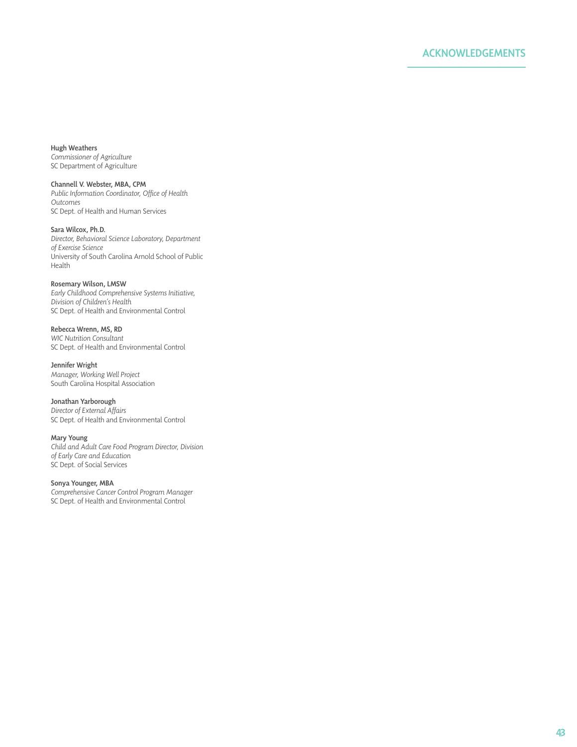## ACKNOWLEDGEMENTS

**Hugh Weathers**
*Commissioner of Agriculture*
SC Department of Agriculture

**Channell V. Webster, MBA, CPM**
*Public Information Coordinator, Office of Health Outcomes*
SC Dept. of Health and Human Services

**Sara Wilcox, Ph.D.**
*Director, Behavioral Science Laboratory, Department of Exercise Science*
University of South Carolina Arnold School of Public Health

**Rosemary Wilson, LMSW**
*Early Childhood Comprehensive Systems Initiative, Division of Children's Health*
SC Dept. of Health and Environmental Control

**Rebecca Wrenn, MS, RD**
*WIC Nutrition Consultant*
SC Dept. of Health and Environmental Control

**Jennifer Wright**
*Manager, Working Well Project*
South Carolina Hospital Association

**Jonathan Yarborough**
*Director of External Affairs*
SC Dept. of Health and Environmental Control

**Mary Young**
*Child and Adult Care Food Program Director, Division of Early Care and Education*
SC Dept. of Social Services

**Sonya Younger, MBA**
*Comprehensive Cancer Control Program Manager*
SC Dept. of Health and Environmental Control